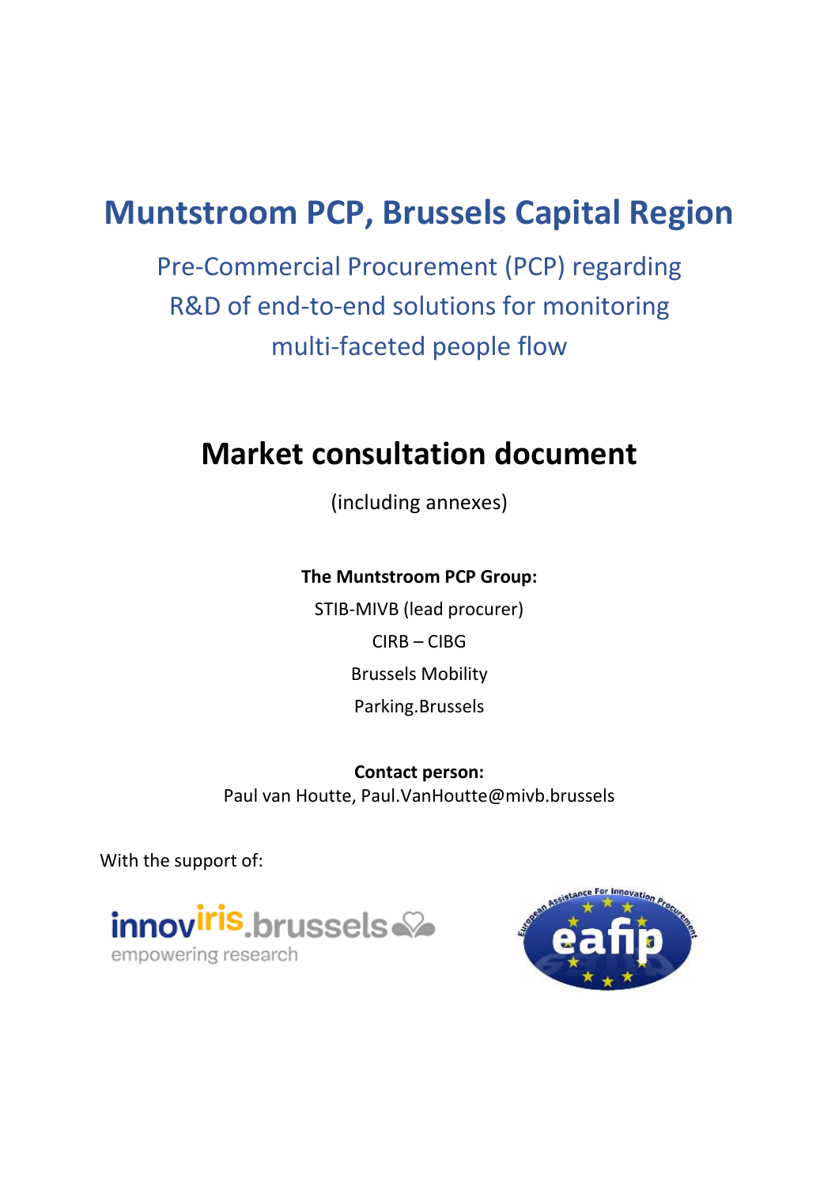# Muntstroom PCP, Brussels Capital Region

## Pre-Commercial Procurement (PCP) regarding R&D of end-to-end solutions for monitoring multi-faceted people flow

# Market consultation document

(including annexes)

**The Muntstroom PCP Group:**

STIB-MIVB (lead procurer)

CIRB – CIBG

Brussels Mobility

Parking.Brussels

**Contact person:**
Paul van Houtte, Paul.VanHoutte@mivb.brussels

With the support of:

innoviris.brussels
empowering research

eafip
European Assistance For Innovation Procurement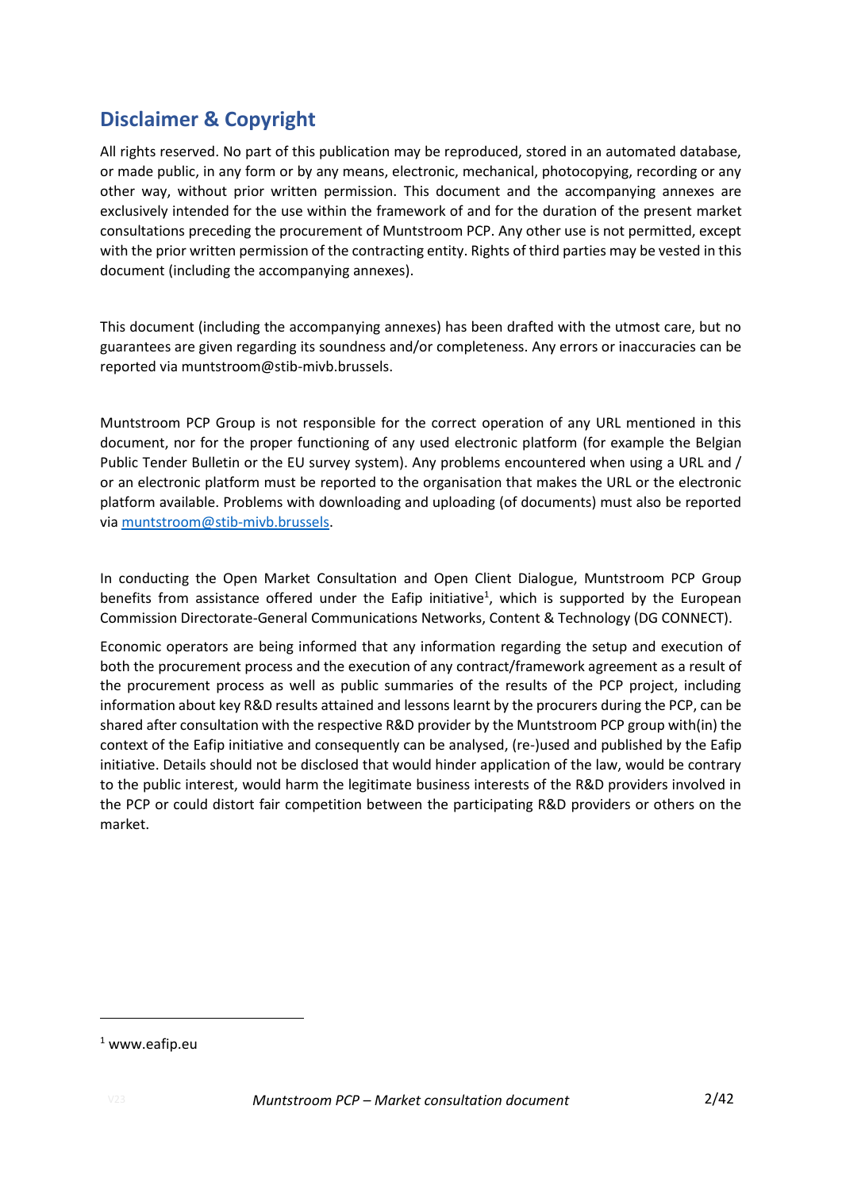## Disclaimer & Copyright

All rights reserved. No part of this publication may be reproduced, stored in an automated database, or made public, in any form or by any means, electronic, mechanical, photocopying, recording or any other way, without prior written permission. This document and the accompanying annexes are exclusively intended for the use within the framework of and for the duration of the present market consultations preceding the procurement of Muntstroom PCP. Any other use is not permitted, except with the prior written permission of the contracting entity. Rights of third parties may be vested in this document (including the accompanying annexes).

This document (including the accompanying annexes) has been drafted with the utmost care, but no guarantees are given regarding its soundness and/or completeness. Any errors or inaccuracies can be reported via muntstroom@stib-mivb.brussels.

Muntstroom PCP Group is not responsible for the correct operation of any URL mentioned in this document, nor for the proper functioning of any used electronic platform (for example the Belgian Public Tender Bulletin or the EU survey system). Any problems encountered when using a URL and / or an electronic platform must be reported to the organisation that makes the URL or the electronic platform available. Problems with downloading and uploading (of documents) must also be reported via muntstroom@stib-mivb.brussels.

In conducting the Open Market Consultation and Open Client Dialogue, Muntstroom PCP Group benefits from assistance offered under the Eafip initiative[1], which is supported by the European Commission Directorate-General Communications Networks, Content & Technology (DG CONNECT).

Economic operators are being informed that any information regarding the setup and execution of both the procurement process and the execution of any contract/framework agreement as a result of the procurement process as well as public summaries of the results of the PCP project, including information about key R&D results attained and lessons learnt by the procurers during the PCP, can be shared after consultation with the respective R&D provider by the Muntstroom PCP group with(in) the context of the Eafip initiative and consequently can be analysed, (re-)used and published by the Eafip initiative. Details should not be disclosed that would hinder application of the law, would be contrary to the public interest, would harm the legitimate business interests of the R&D providers involved in the PCP or could distort fair competition between the participating R&D providers or others on the market.

[1] www.eafip.eu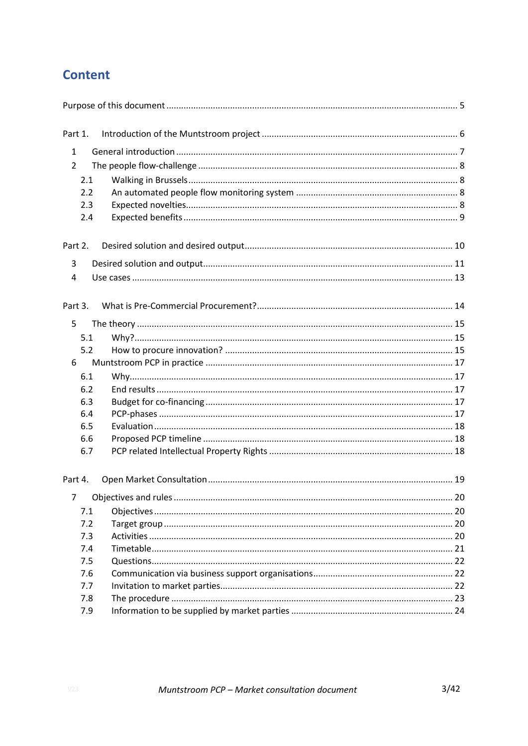# Content

Purpose of this document ..... 5

Part 1. Introduction of the Muntstroom project ..... 6

- 1 General introduction ..... 7
- 2 The people flow-challenge ..... 8
  - 2.1 Walking in Brussels ..... 8
  - 2.2 An automated people flow monitoring system ..... 8
  - 2.3 Expected novelties ..... 8
  - 2.4 Expected benefits ..... 9

Part 2. Desired solution and desired output ..... 10

- 3 Desired solution and output ..... 11
- 4 Use cases ..... 13

Part 3. What is Pre-Commercial Procurement? ..... 14

- 5 The theory ..... 15
  - 5.1 Why? ..... 15
  - 5.2 How to procure innovation? ..... 15
- 6 Muntstroom PCP in practice ..... 17
  - 6.1 Why ..... 17
  - 6.2 End results ..... 17
  - 6.3 Budget for co-financing ..... 17
  - 6.4 PCP-phases ..... 17
  - 6.5 Evaluation ..... 18
  - 6.6 Proposed PCP timeline ..... 18
  - 6.7 PCP related Intellectual Property Rights ..... 18

Part 4. Open Market Consultation ..... 19

- 7 Objectives and rules ..... 20
  - 7.1 Objectives ..... 20
  - 7.2 Target group ..... 20
  - 7.3 Activities ..... 20
  - 7.4 Timetable ..... 21
  - 7.5 Questions ..... 22
  - 7.6 Communication via business support organisations ..... 22
  - 7.7 Invitation to market parties ..... 22
  - 7.8 The procedure ..... 23
  - 7.9 Information to be supplied by market parties ..... 24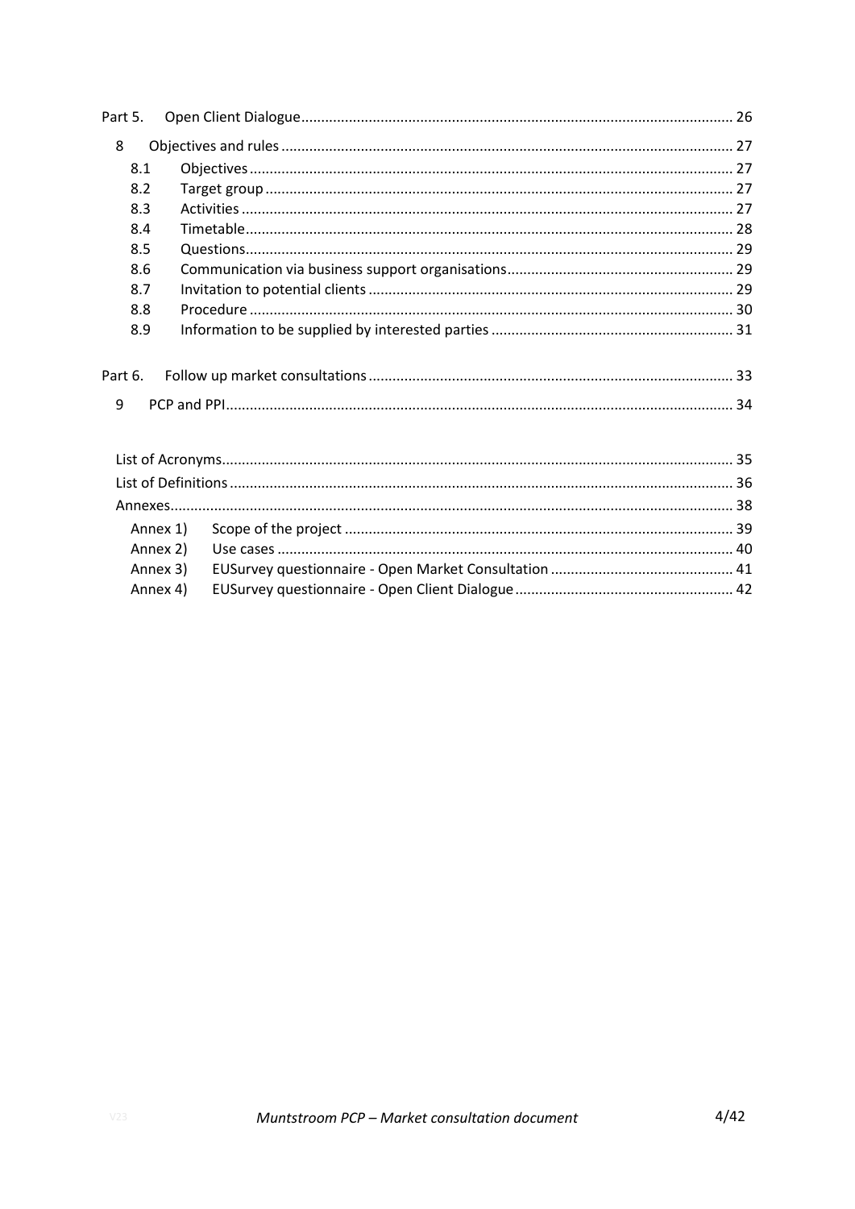Part 5. Open Client Dialogue ........................................................................................................ 26

8 Objectives and rules ................................................................................................................ 27

8.1 Objectives ................................................................................................................ 27

8.2 Target group ............................................................................................................ 27

8.3 Activities .................................................................................................................. 27

8.4 Timetable ................................................................................................................. 28

8.5 Questions ................................................................................................................. 29

8.6 Communication via business support organisations ............................................... 29

8.7 Invitation to potential clients ................................................................................... 29

8.8 Procedure ................................................................................................................ 30

8.9 Information to be supplied by interested parties .................................................... 31

Part 6. Follow up market consultations ....................................................................................... 33

9 PCP and PPI ............................................................................................................................. 34

List of Acronyms .............................................................................................................................. 35

List of Definitions ............................................................................................................................. 36

Annexes ............................................................................................................................................ 38

Annex 1) Scope of the project ......................................................................................................... 39

Annex 2) Use cases .......................................................................................................................... 40

Annex 3) EUSurvey questionnaire - Open Market Consultation ..................................................... 41

Annex 4) EUSurvey questionnaire - Open Client Dialogue ............................................................. 42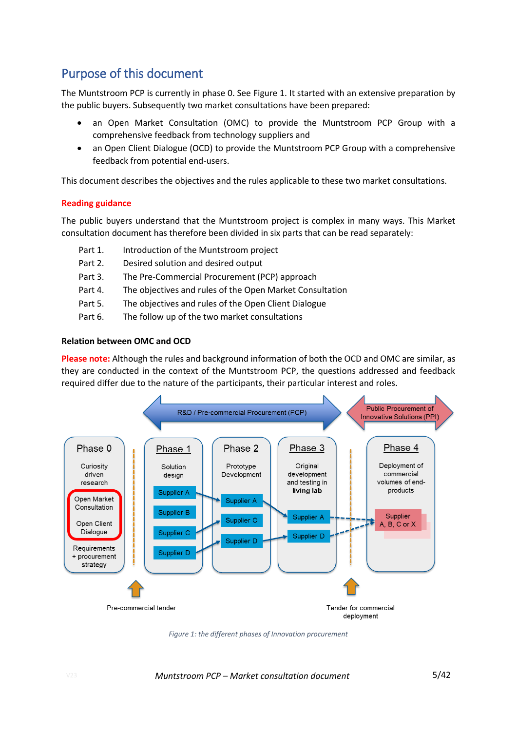# Purpose of this document

The Muntstroom PCP is currently in phase 0. See Figure 1. It started with an extensive preparation by the public buyers. Subsequently two market consultations have been prepared:

- an Open Market Consultation (OMC) to provide the Muntstroom PCP Group with a comprehensive feedback from technology suppliers and
- an Open Client Dialogue (OCD) to provide the Muntstroom PCP Group with a comprehensive feedback from potential end-users.

This document describes the objectives and the rules applicable to these two market consultations.

## Reading guidance

The public buyers understand that the Muntstroom project is complex in many ways. This Market consultation document has therefore been divided in six parts that can be read separately:

Part 1. Introduction of the Muntstroom project
Part 2. Desired solution and desired output
Part 3. The Pre-Commercial Procurement (PCP) approach
Part 4. The objectives and rules of the Open Market Consultation
Part 5. The objectives and rules of the Open Client Dialogue
Part 6. The follow up of the two market consultations

### Relation between OMC and OCD

**Please note:** Although the rules and background information of both the OCD and OMC are similar, as they are conducted in the context of the Muntstroom PCP, the questions addressed and feedback required differ due to the nature of the participants, their particular interest and roles.

*Figure 1: the different phases of Innovation procurement*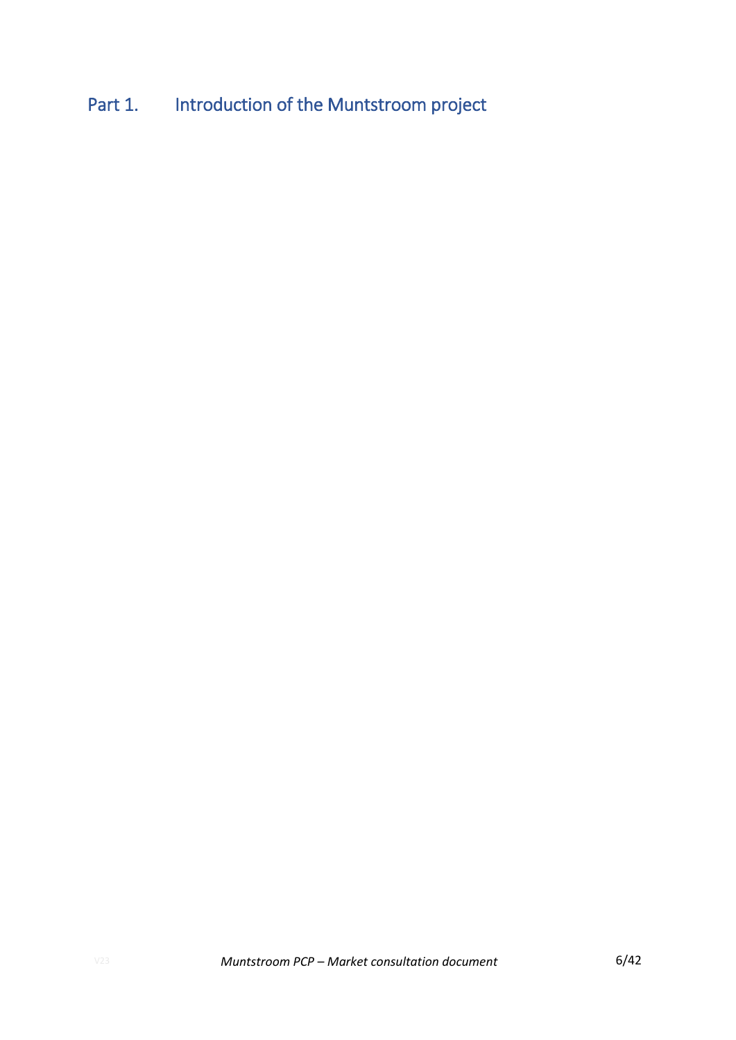# Part 1. Introduction of the Muntstroom project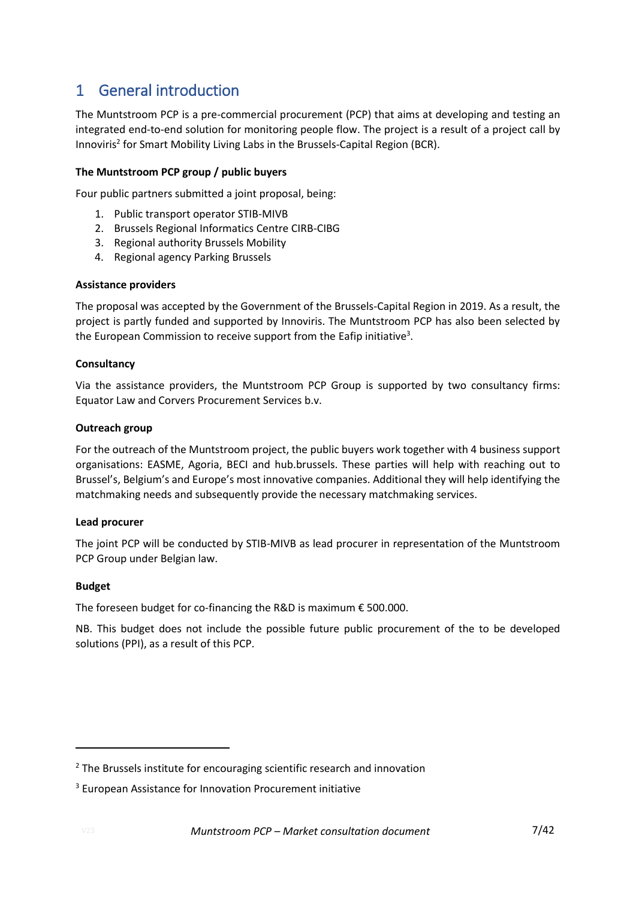# 1 General introduction

The Muntstroom PCP is a pre-commercial procurement (PCP) that aims at developing and testing an integrated end-to-end solution for monitoring people flow. The project is a result of a project call by Innoviris[2] for Smart Mobility Living Labs in the Brussels-Capital Region (BCR).

**The Muntstroom PCP group / public buyers**

Four public partners submitted a joint proposal, being:

1. Public transport operator STIB-MIVB
2. Brussels Regional Informatics Centre CIRB-CIBG
3. Regional authority Brussels Mobility
4. Regional agency Parking Brussels

**Assistance providers**

The proposal was accepted by the Government of the Brussels-Capital Region in 2019. As a result, the project is partly funded and supported by Innoviris. The Muntstroom PCP has also been selected by the European Commission to receive support from the Eafip initiative[3].

**Consultancy**

Via the assistance providers, the Muntstroom PCP Group is supported by two consultancy firms: Equator Law and Corvers Procurement Services b.v.

**Outreach group**

For the outreach of the Muntstroom project, the public buyers work together with 4 business support organisations: EASME, Agoria, BECI and hub.brussels. These parties will help with reaching out to Brussel's, Belgium's and Europe's most innovative companies. Additional they will help identifying the matchmaking needs and subsequently provide the necessary matchmaking services.

**Lead procurer**

The joint PCP will be conducted by STIB-MIVB as lead procurer in representation of the Muntstroom PCP Group under Belgian law.

**Budget**

The foreseen budget for co-financing the R&D is maximum € 500.000.

NB. This budget does not include the possible future public procurement of the to be developed solutions (PPI), as a result of this PCP.

---

[2] The Brussels institute for encouraging scientific research and innovation

[3] European Assistance for Innovation Procurement initiative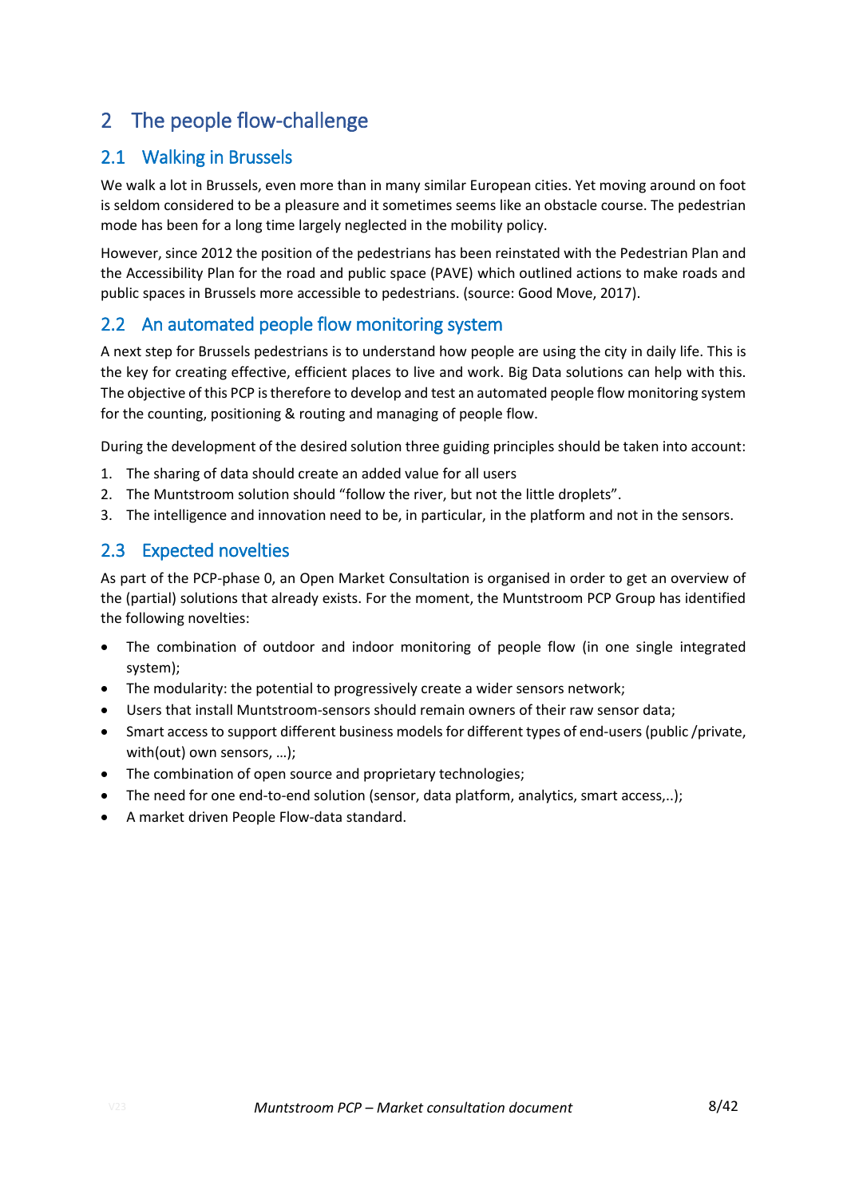# 2 The people flow-challenge

## 2.1 Walking in Brussels

We walk a lot in Brussels, even more than in many similar European cities. Yet moving around on foot is seldom considered to be a pleasure and it sometimes seems like an obstacle course. The pedestrian mode has been for a long time largely neglected in the mobility policy.

However, since 2012 the position of the pedestrians has been reinstated with the Pedestrian Plan and the Accessibility Plan for the road and public space (PAVE) which outlined actions to make roads and public spaces in Brussels more accessible to pedestrians. (source: Good Move, 2017).

## 2.2 An automated people flow monitoring system

A next step for Brussels pedestrians is to understand how people are using the city in daily life. This is the key for creating effective, efficient places to live and work. Big Data solutions can help with this. The objective of this PCP is therefore to develop and test an automated people flow monitoring system for the counting, positioning & routing and managing of people flow.

During the development of the desired solution three guiding principles should be taken into account:

1. The sharing of data should create an added value for all users
2. The Muntstroom solution should "follow the river, but not the little droplets".
3. The intelligence and innovation need to be, in particular, in the platform and not in the sensors.

## 2.3 Expected novelties

As part of the PCP-phase 0, an Open Market Consultation is organised in order to get an overview of the (partial) solutions that already exists. For the moment, the Muntstroom PCP Group has identified the following novelties:

- The combination of outdoor and indoor monitoring of people flow (in one single integrated system);
- The modularity: the potential to progressively create a wider sensors network;
- Users that install Muntstroom-sensors should remain owners of their raw sensor data;
- Smart access to support different business models for different types of end-users (public /private, with(out) own sensors, …);
- The combination of open source and proprietary technologies;
- The need for one end-to-end solution (sensor, data platform, analytics, smart access,..);
- A market driven People Flow-data standard.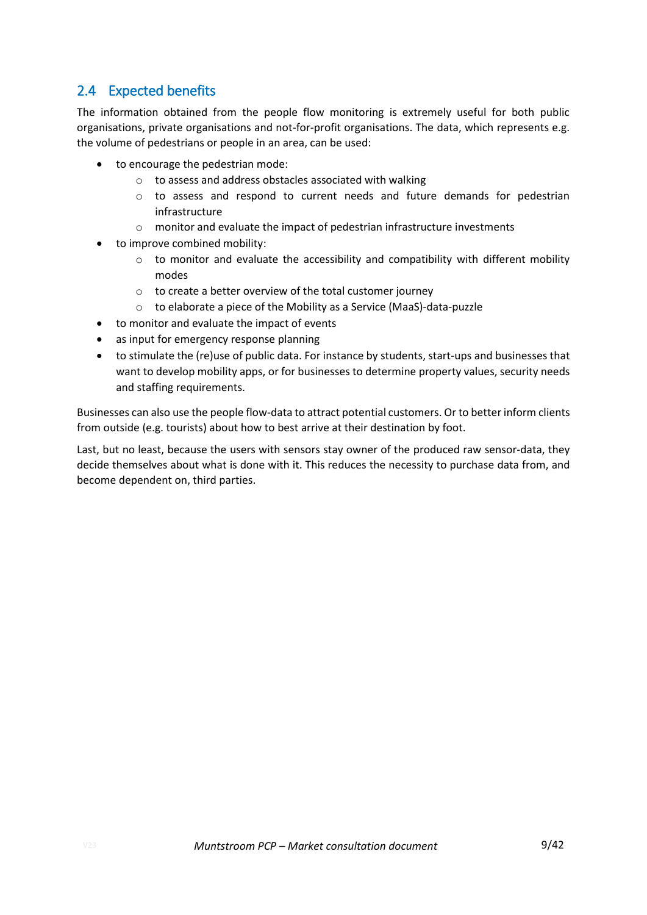## 2.4 Expected benefits

The information obtained from the people flow monitoring is extremely useful for both public organisations, private organisations and not-for-profit organisations. The data, which represents e.g. the volume of pedestrians or people in an area, can be used:

- to encourage the pedestrian mode:
  - to assess and address obstacles associated with walking
  - to assess and respond to current needs and future demands for pedestrian infrastructure
  - monitor and evaluate the impact of pedestrian infrastructure investments
- to improve combined mobility:
  - to monitor and evaluate the accessibility and compatibility with different mobility modes
  - to create a better overview of the total customer journey
  - to elaborate a piece of the Mobility as a Service (MaaS)-data-puzzle
- to monitor and evaluate the impact of events
- as input for emergency response planning
- to stimulate the (re)use of public data. For instance by students, start-ups and businesses that want to develop mobility apps, or for businesses to determine property values, security needs and staffing requirements.

Businesses can also use the people flow-data to attract potential customers. Or to better inform clients from outside (e.g. tourists) about how to best arrive at their destination by foot.

Last, but no least, because the users with sensors stay owner of the produced raw sensor-data, they decide themselves about what is done with it. This reduces the necessity to purchase data from, and become dependent on, third parties.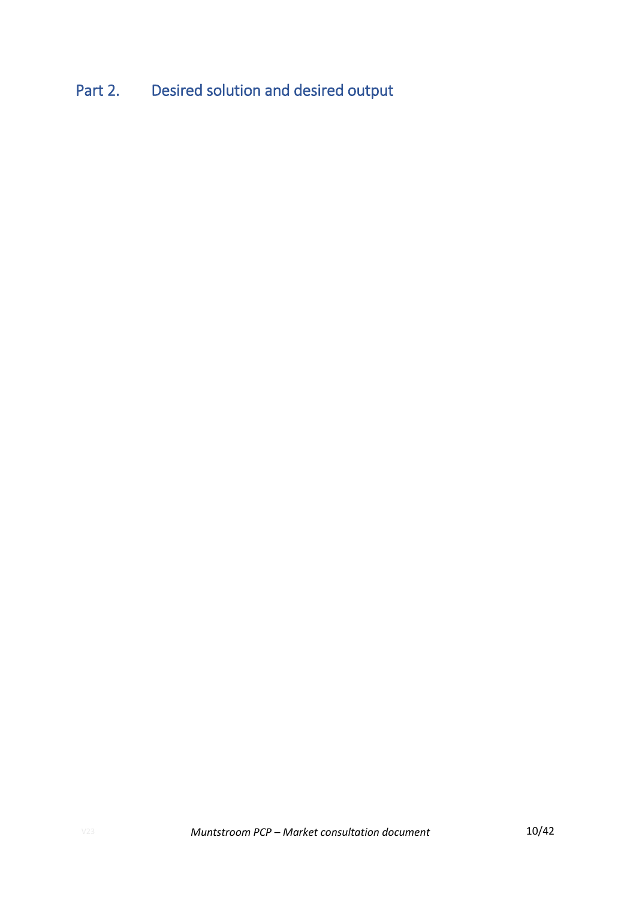# Part 2. Desired solution and desired output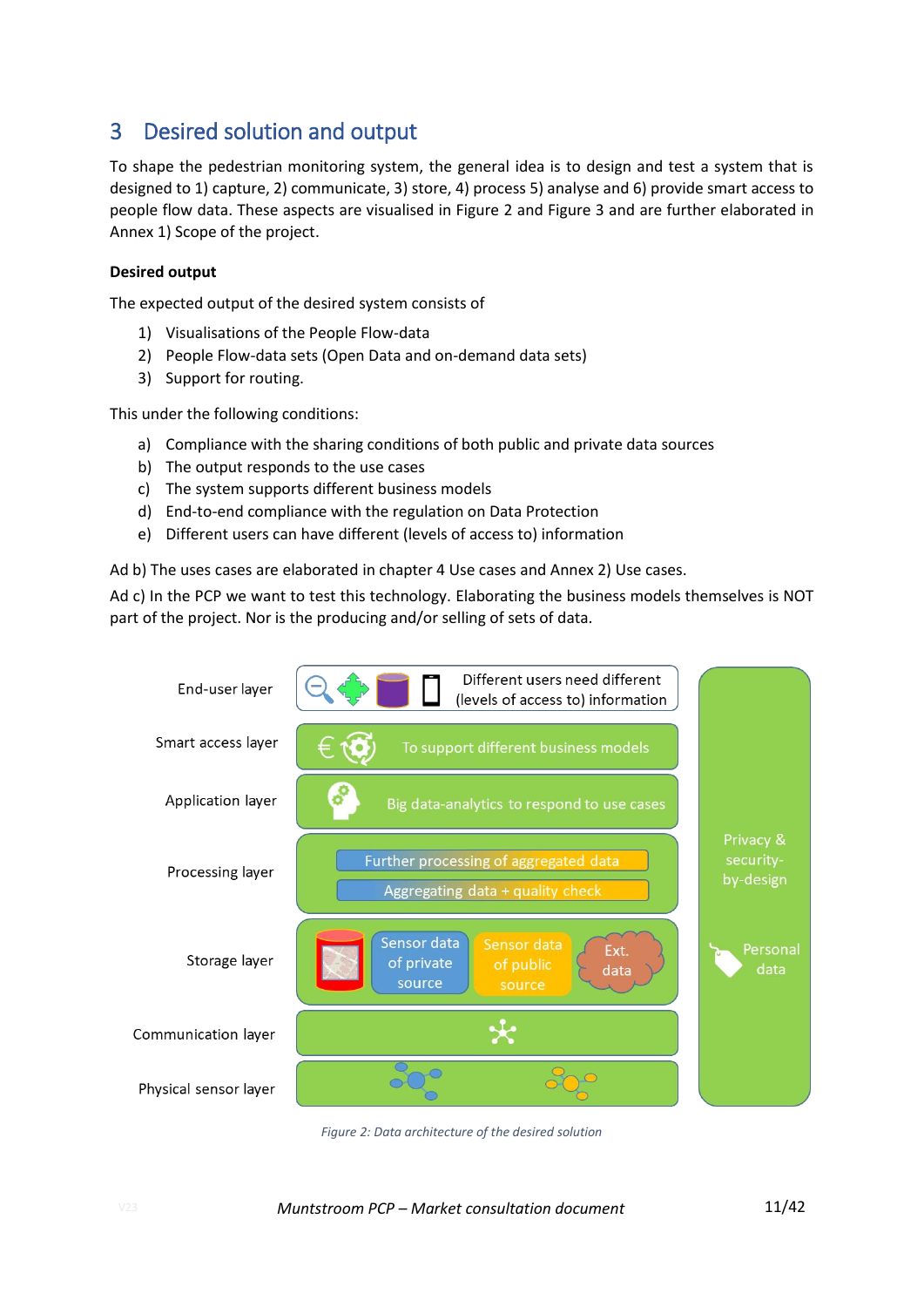# 3 Desired solution and output

To shape the pedestrian monitoring system, the general idea is to design and test a system that is designed to 1) capture, 2) communicate, 3) store, 4) process 5) analyse and 6) provide smart access to people flow data. These aspects are visualised in Figure 2 and Figure 3 and are further elaborated in Annex 1) Scope of the project.

**Desired output**

The expected output of the desired system consists of

1) Visualisations of the People Flow-data
2) People Flow-data sets (Open Data and on-demand data sets)
3) Support for routing.

This under the following conditions:

a) Compliance with the sharing conditions of both public and private data sources
b) The output responds to the use cases
c) The system supports different business models
d) End-to-end compliance with the regulation on Data Protection
e) Different users can have different (levels of access to) information

Ad b) The uses cases are elaborated in chapter 4 Use cases and Annex 2) Use cases.

Ad c) In the PCP we want to test this technology. Elaborating the business models themselves is NOT part of the project. Nor is the producing and/or selling of sets of data.

| Layer | Description |
|---|---|
| End-user layer | Different users need different (levels of access to) information |
| Smart access layer | To support different business models |
| Application layer | Big data-analytics to respond to use cases |
| Processing layer | Further processing of aggregated data; Aggregating data + quality check |
| Storage layer | Sensor data of private source; Sensor data of public source; Ext. data |
| Communication layer | |
| Physical sensor layer | |

Privacy & security-by-design — Personal data

*Figure 2: Data architecture of the desired solution*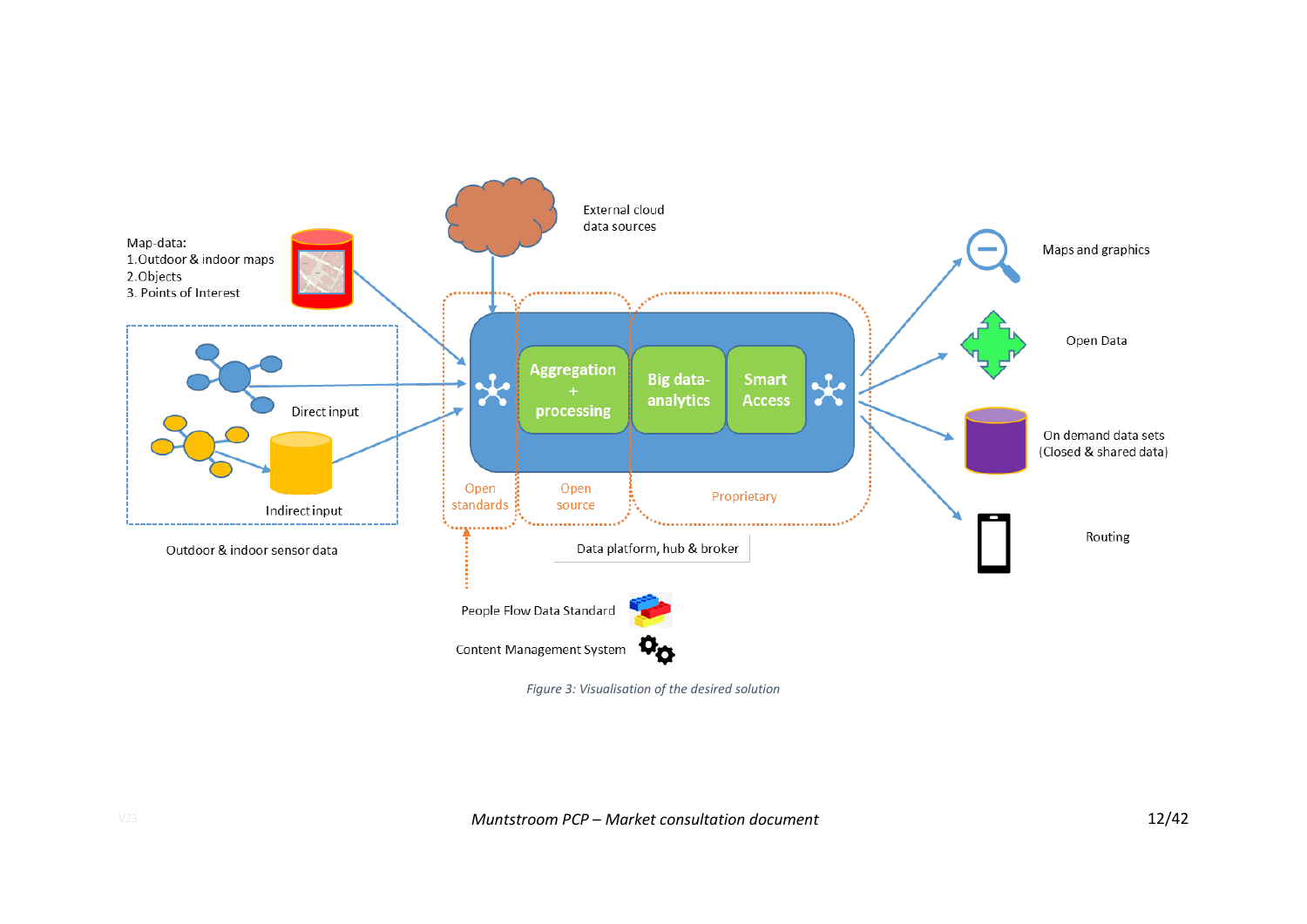Map-data:
1. Outdoor & indoor maps
2. Objects
3. Points of Interest

External cloud data sources

Direct input

Indirect input

Outdoor & indoor sensor data

Aggregation + processing

Big data-analytics

Smart Access

Open standards

Open source

Proprietary

Data platform, hub & broker

People Flow Data Standard

Content Management System

Maps and graphics

Open Data

On demand data sets (Closed & shared data)

Routing

*Figure 3: Visualisation of the desired solution*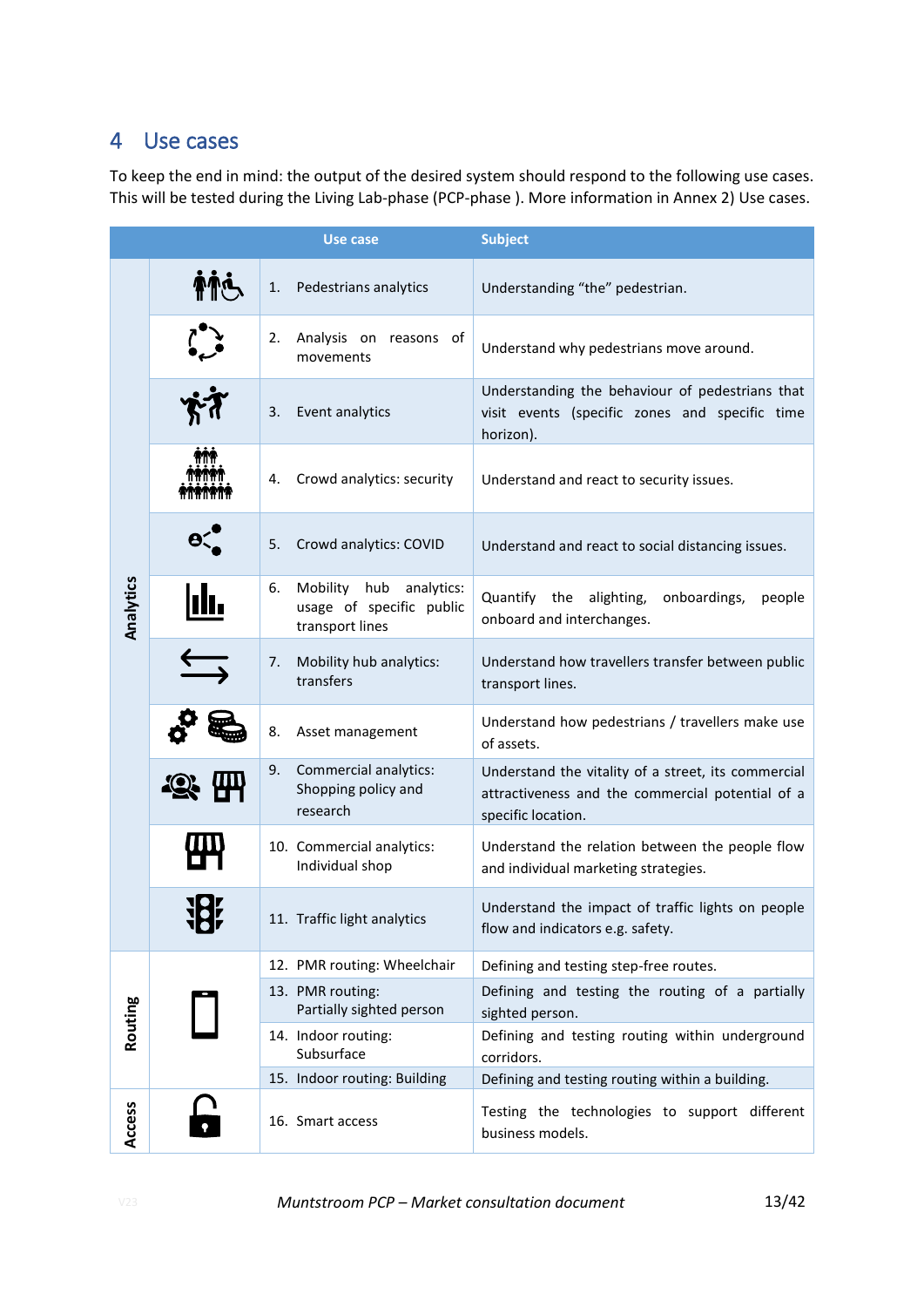# 4 Use cases

To keep the end in mind: the output of the desired system should respond to the following use cases. This will be tested during the Living Lab-phase (PCP-phase ). More information in Annex 2) Use cases.

| | Use case | Subject |
|---|---|---|
| Analytics | 1. Pedestrians analytics | Understanding "the" pedestrian. |
| | 2. Analysis on reasons of movements | Understand why pedestrians move around. |
| | 3. Event analytics | Understanding the behaviour of pedestrians that visit events (specific zones and specific time horizon). |
| | 4. Crowd analytics: security | Understand and react to security issues. |
| | 5. Crowd analytics: COVID | Understand and react to social distancing issues. |
| | 6. Mobility hub analytics: usage of specific public transport lines | Quantify the alighting, onboardings, people onboard and interchanges. |
| | 7. Mobility hub analytics: transfers | Understand how travellers transfer between public transport lines. |
| | 8. Asset management | Understand how pedestrians / travellers make use of assets. |
| | 9. Commercial analytics: Shopping policy and research | Understand the vitality of a street, its commercial attractiveness and the commercial potential of a specific location. |
| | 10. Commercial analytics: Individual shop | Understand the relation between the people flow and individual marketing strategies. |
| | 11. Traffic light analytics | Understand the impact of traffic lights on people flow and indicators e.g. safety. |
| Routing | 12. PMR routing: Wheelchair | Defining and testing step-free routes. |
| | 13. PMR routing: Partially sighted person | Defining and testing the routing of a partially sighted person. |
| | 14. Indoor routing: Subsurface | Defining and testing routing within underground corridors. |
| | 15. Indoor routing: Building | Defining and testing routing within a building. |
| Access | 16. Smart access | Testing the technologies to support different business models. |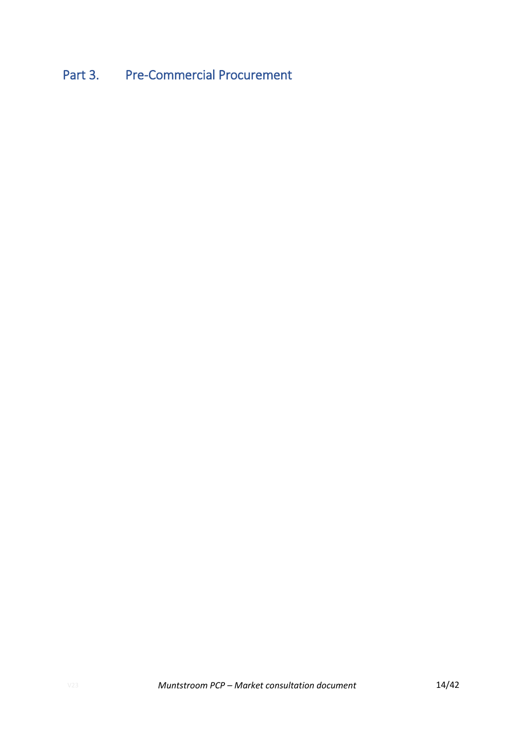# Part 3. Pre-Commercial Procurement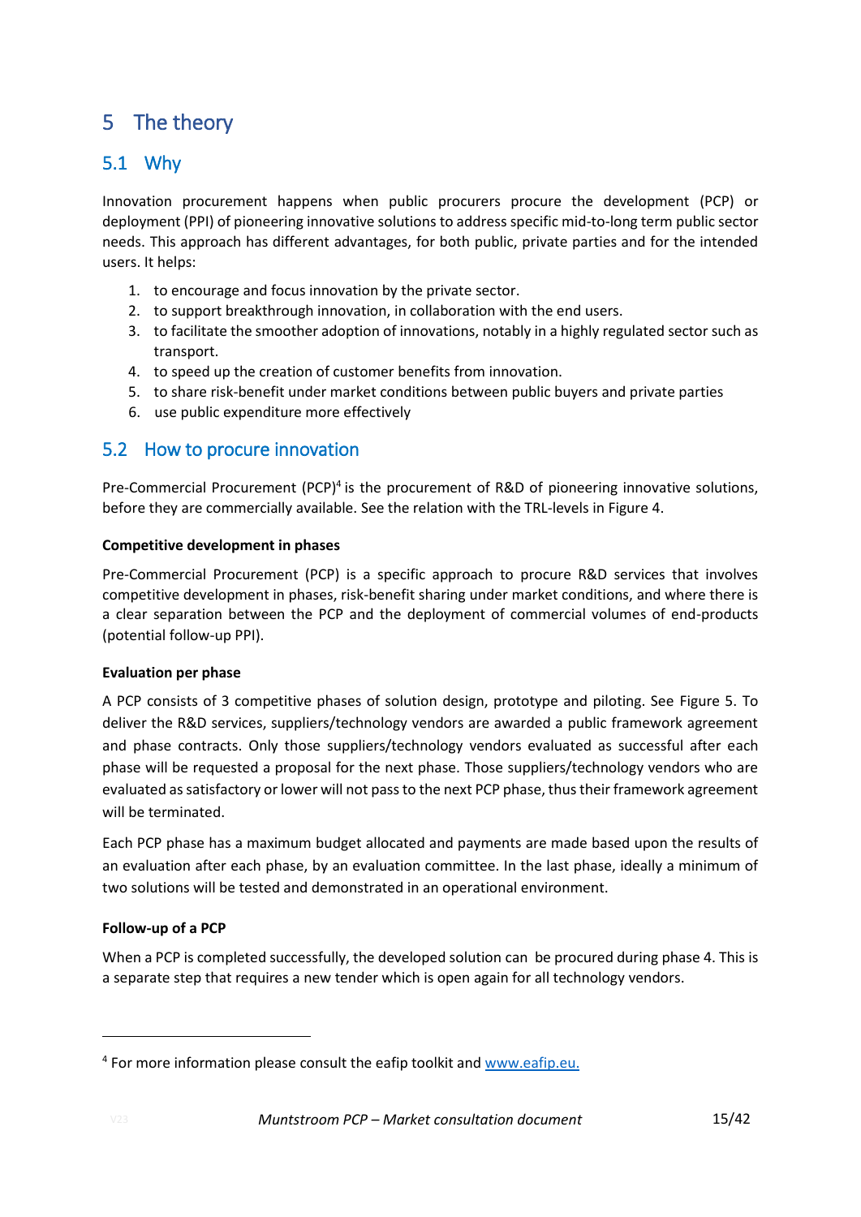# 5 The theory

## 5.1 Why

Innovation procurement happens when public procurers procure the development (PCP) or deployment (PPI) of pioneering innovative solutions to address specific mid-to-long term public sector needs. This approach has different advantages, for both public, private parties and for the intended users. It helps:

1. to encourage and focus innovation by the private sector.
2. to support breakthrough innovation, in collaboration with the end users.
3. to facilitate the smoother adoption of innovations, notably in a highly regulated sector such as transport.
4. to speed up the creation of customer benefits from innovation.
5. to share risk-benefit under market conditions between public buyers and private parties
6. use public expenditure more effectively

## 5.2 How to procure innovation

Pre-Commercial Procurement (PCP)[4] is the procurement of R&D of pioneering innovative solutions, before they are commercially available. See the relation with the TRL-levels in Figure 4.

**Competitive development in phases**

Pre-Commercial Procurement (PCP) is a specific approach to procure R&D services that involves competitive development in phases, risk-benefit sharing under market conditions, and where there is a clear separation between the PCP and the deployment of commercial volumes of end-products (potential follow-up PPI).

**Evaluation per phase**

A PCP consists of 3 competitive phases of solution design, prototype and piloting. See Figure 5. To deliver the R&D services, suppliers/technology vendors are awarded a public framework agreement and phase contracts. Only those suppliers/technology vendors evaluated as successful after each phase will be requested a proposal for the next phase. Those suppliers/technology vendors who are evaluated as satisfactory or lower will not pass to the next PCP phase, thus their framework agreement will be terminated.

Each PCP phase has a maximum budget allocated and payments are made based upon the results of an evaluation after each phase, by an evaluation committee. In the last phase, ideally a minimum of two solutions will be tested and demonstrated in an operational environment.

**Follow-up of a PCP**

When a PCP is completed successfully, the developed solution can be procured during phase 4. This is a separate step that requires a new tender which is open again for all technology vendors.

---

[4] For more information please consult the eafip toolkit and [www.eafip.eu.](http://www.eafip.eu)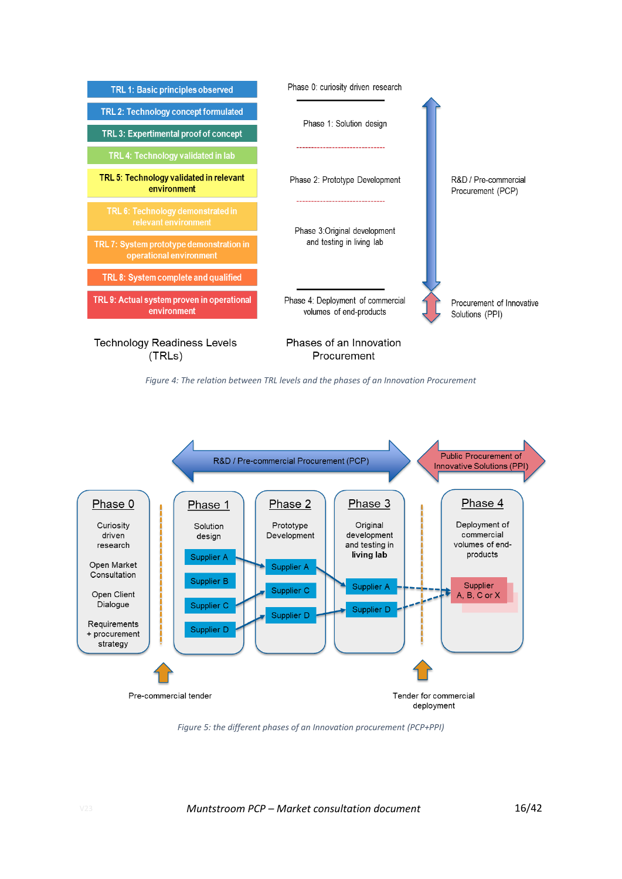TRL 1: Basic principles observed

TRL 2: Technology concept formulated

TRL 3: Expertimental proof of concept

TRL 4: Technology validated in lab

TRL 5: Technology validated in relevant environment

TRL 6: Technology demonstrated in relevant environment

TRL 7: System prototype demonstration in operational environment

TRL 8: System complete and qualified

TRL 9: Actual system proven in operational environment

Phase 0: curiosity driven research

Phase 1: Solution design

Phase 2: Prototype Development

Phase 3: Original development and testing in living lab

Phase 4: Deployment of commercial volumes of end-products

R&D / Pre-commercial Procurement (PCP)

Procurement of Innovative Solutions (PPI)

Technology Readiness Levels (TRLs)

Phases of an Innovation Procurement

*Figure 4: The relation between TRL levels and the phases of an Innovation Procurement*

R&D / Pre-commercial Procurement (PCP)

Public Procurement of Innovative Solutions (PPI)

**Phase 0**
Curiosity driven research
Open Market Consultation
Open Client Dialogue
Requirements + procurement strategy

**Phase 1**
Solution design
Supplier A
Supplier B
Supplier C
Supplier D

**Phase 2**
Prototype Development
Supplier A
Supplier C
Supplier D

**Phase 3**
Original development and testing in **living lab**
Supplier A
Supplier D

**Phase 4**
Deployment of commercial volumes of end-products
Supplier A, B, C or X

Pre-commercial tender

Tender for commercial deployment

*Figure 5: the different phases of an Innovation procurement (PCP+PPI)*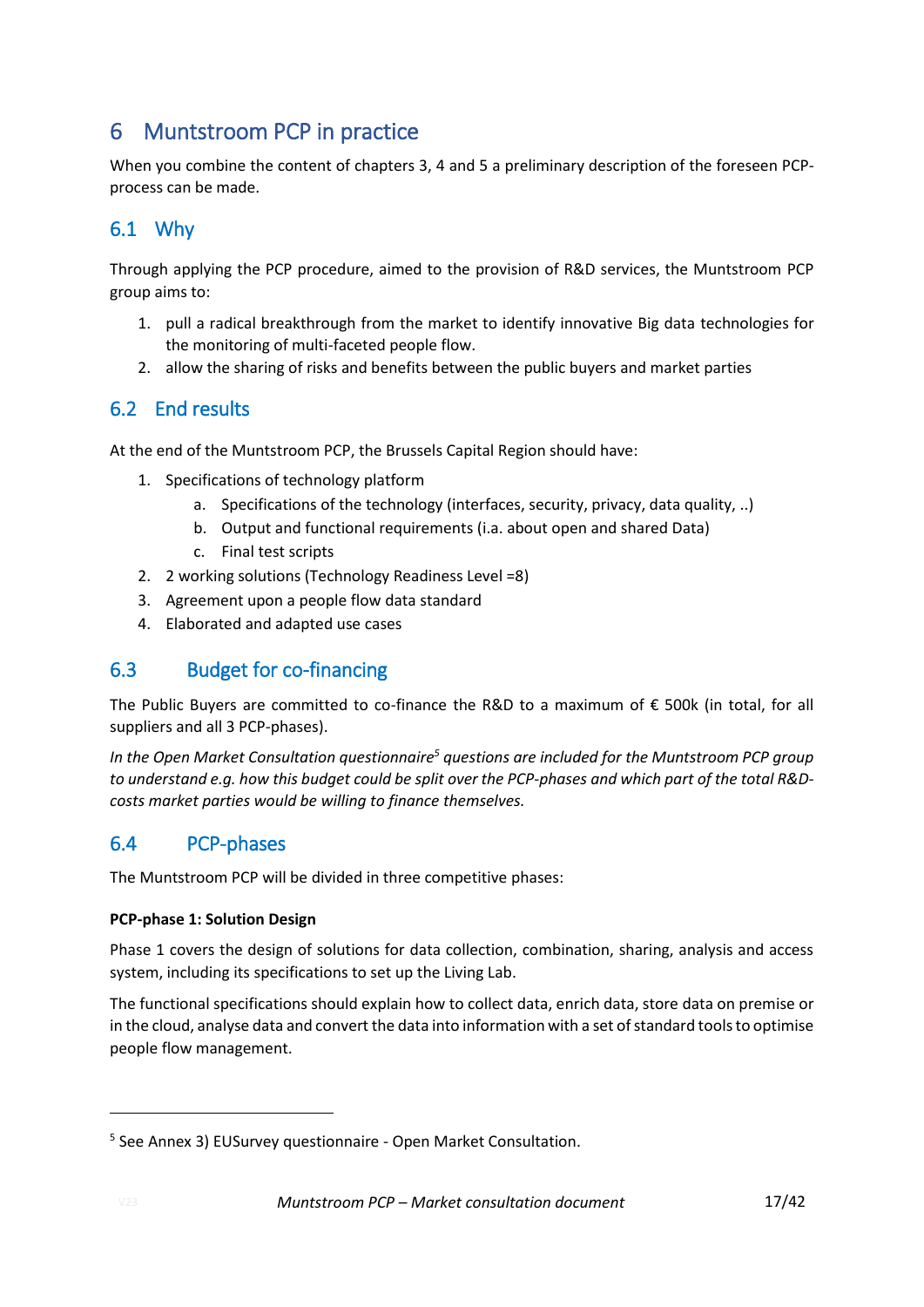# 6 Muntstroom PCP in practice

When you combine the content of chapters 3, 4 and 5 a preliminary description of the foreseen PCP-process can be made.

## 6.1 Why

Through applying the PCP procedure, aimed to the provision of R&D services, the Muntstroom PCP group aims to:

1. pull a radical breakthrough from the market to identify innovative Big data technologies for the monitoring of multi-faceted people flow.
2. allow the sharing of risks and benefits between the public buyers and market parties

## 6.2 End results

At the end of the Muntstroom PCP, the Brussels Capital Region should have:

1. Specifications of technology platform
   a. Specifications of the technology (interfaces, security, privacy, data quality, ..)
   b. Output and functional requirements (i.a. about open and shared Data)
   c. Final test scripts
2. 2 working solutions (Technology Readiness Level =8)
3. Agreement upon a people flow data standard
4. Elaborated and adapted use cases

## 6.3 Budget for co-financing

The Public Buyers are committed to co-finance the R&D to a maximum of € 500k (in total, for all suppliers and all 3 PCP-phases).

*In the Open Market Consultation questionnaire[5] questions are included for the Muntstroom PCP group to understand e.g. how this budget could be split over the PCP-phases and which part of the total R&D-costs market parties would be willing to finance themselves.*

## 6.4 PCP-phases

The Muntstroom PCP will be divided in three competitive phases:

**PCP-phase 1: Solution Design**

Phase 1 covers the design of solutions for data collection, combination, sharing, analysis and access system, including its specifications to set up the Living Lab.

The functional specifications should explain how to collect data, enrich data, store data on premise or in the cloud, analyse data and convert the data into information with a set of standard tools to optimise people flow management.

---

[5] See Annex 3) EUSurvey questionnaire - Open Market Consultation.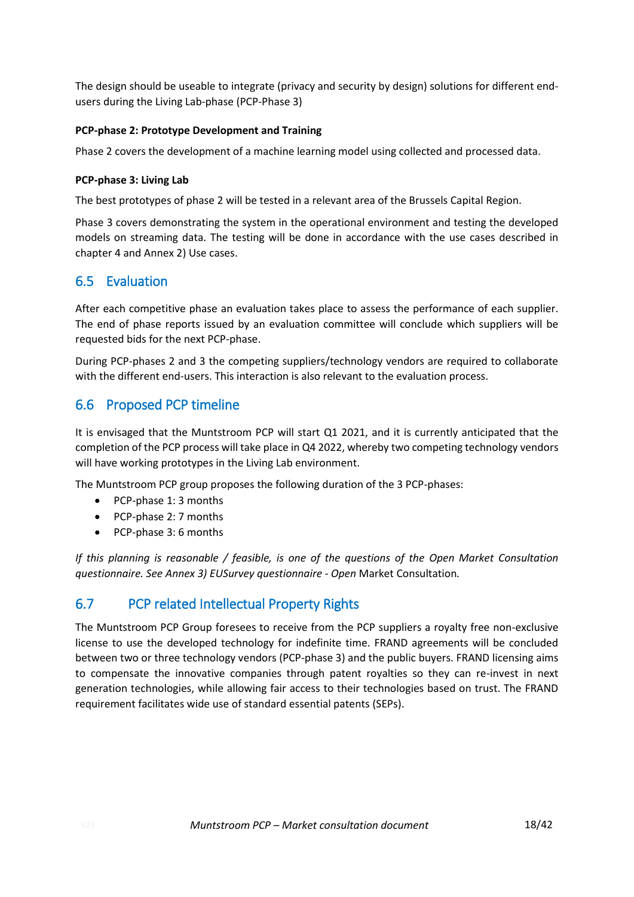The design should be useable to integrate (privacy and security by design) solutions for different end-users during the Living Lab-phase (PCP-Phase 3)

**PCP-phase 2: Prototype Development and Training**

Phase 2 covers the development of a machine learning model using collected and processed data.

**PCP-phase 3: Living Lab**

The best prototypes of phase 2 will be tested in a relevant area of the Brussels Capital Region.

Phase 3 covers demonstrating the system in the operational environment and testing the developed models on streaming data. The testing will be done in accordance with the use cases described in chapter 4 and Annex 2) Use cases.

## 6.5 Evaluation

After each competitive phase an evaluation takes place to assess the performance of each supplier. The end of phase reports issued by an evaluation committee will conclude which suppliers will be requested bids for the next PCP-phase.

During PCP-phases 2 and 3 the competing suppliers/technology vendors are required to collaborate with the different end-users. This interaction is also relevant to the evaluation process.

## 6.6 Proposed PCP timeline

It is envisaged that the Muntstroom PCP will start Q1 2021, and it is currently anticipated that the completion of the PCP process will take place in Q4 2022, whereby two competing technology vendors will have working prototypes in the Living Lab environment.

The Muntstroom PCP group proposes the following duration of the 3 PCP-phases:

- PCP-phase 1: 3 months
- PCP-phase 2: 7 months
- PCP-phase 3: 6 months

*If this planning is reasonable / feasible, is one of the questions of the Open Market Consultation questionnaire. See Annex 3) EUSurvey questionnaire - Open* Market Consultation*.*

## 6.7 PCP related Intellectual Property Rights

The Muntstroom PCP Group foresees to receive from the PCP suppliers a royalty free non-exclusive license to use the developed technology for indefinite time. FRAND agreements will be concluded between two or three technology vendors (PCP-phase 3) and the public buyers. FRAND licensing aims to compensate the innovative companies through patent royalties so they can re-invest in next generation technologies, while allowing fair access to their technologies based on trust. The FRAND requirement facilitates wide use of standard essential patents (SEPs).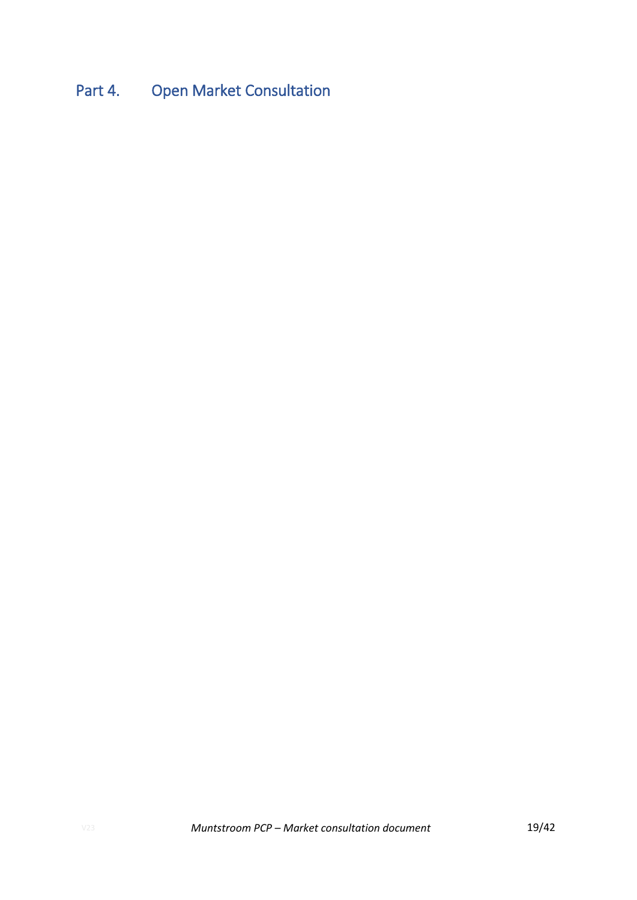# Part 4. Open Market Consultation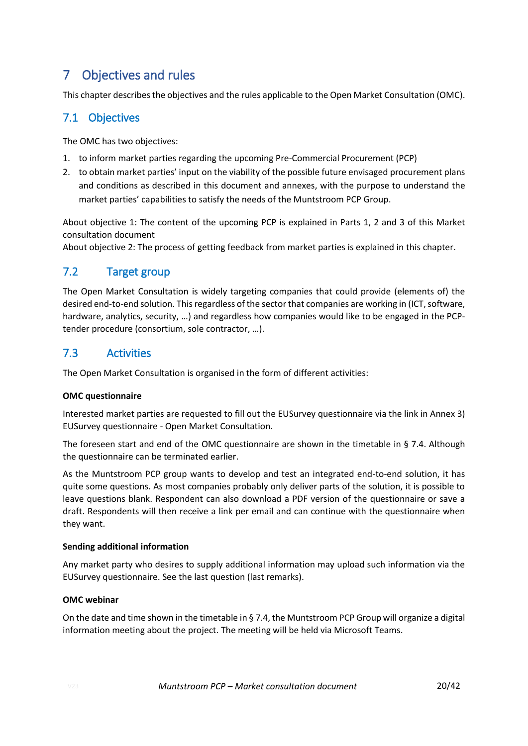# 7 Objectives and rules

This chapter describes the objectives and the rules applicable to the Open Market Consultation (OMC).

## 7.1 Objectives

The OMC has two objectives:

1. to inform market parties regarding the upcoming Pre-Commercial Procurement (PCP)
2. to obtain market parties' input on the viability of the possible future envisaged procurement plans and conditions as described in this document and annexes, with the purpose to understand the market parties' capabilities to satisfy the needs of the Muntstroom PCP Group.

About objective 1: The content of the upcoming PCP is explained in Parts 1, 2 and 3 of this Market consultation document
About objective 2: The process of getting feedback from market parties is explained in this chapter.

## 7.2 Target group

The Open Market Consultation is widely targeting companies that could provide (elements of) the desired end-to-end solution. This regardless of the sector that companies are working in (ICT, software, hardware, analytics, security, …) and regardless how companies would like to be engaged in the PCP-tender procedure (consortium, sole contractor, …).

## 7.3 Activities

The Open Market Consultation is organised in the form of different activities:

**OMC questionnaire**

Interested market parties are requested to fill out the EUSurvey questionnaire via the link in Annex 3) EUSurvey questionnaire - Open Market Consultation.

The foreseen start and end of the OMC questionnaire are shown in the timetable in § 7.4. Although the questionnaire can be terminated earlier.

As the Muntstroom PCP group wants to develop and test an integrated end-to-end solution, it has quite some questions. As most companies probably only deliver parts of the solution, it is possible to leave questions blank. Respondent can also download a PDF version of the questionnaire or save a draft. Respondents will then receive a link per email and can continue with the questionnaire when they want.

**Sending additional information**

Any market party who desires to supply additional information may upload such information via the EUSurvey questionnaire. See the last question (last remarks).

**OMC webinar**

On the date and time shown in the timetable in § 7.4, the Muntstroom PCP Group will organize a digital information meeting about the project. The meeting will be held via Microsoft Teams.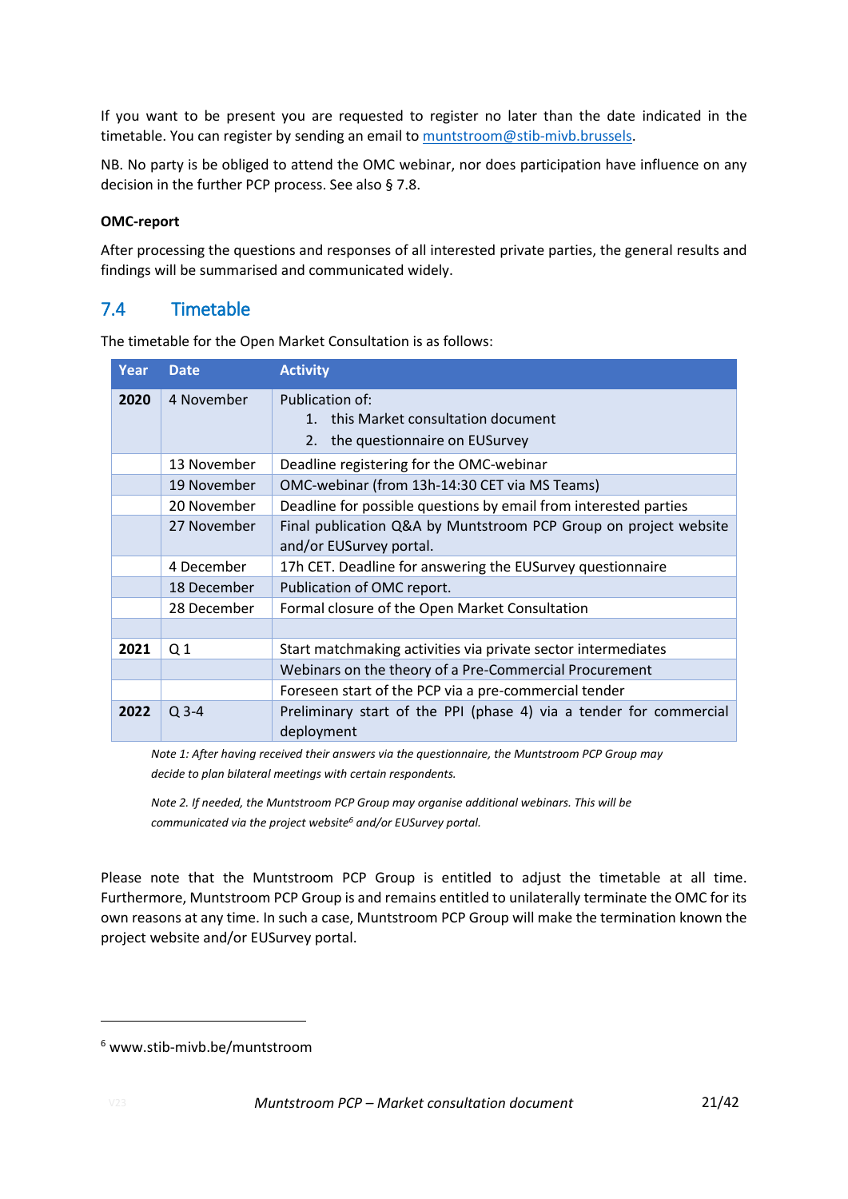If you want to be present you are requested to register no later than the date indicated in the timetable. You can register by sending an email to muntstroom@stib-mivb.brussels.

NB. No party is be obliged to attend the OMC webinar, nor does participation have influence on any decision in the further PCP process. See also § 7.8.

**OMC-report**

After processing the questions and responses of all interested private parties, the general results and findings will be summarised and communicated widely.

## 7.4 Timetable

The timetable for the Open Market Consultation is as follows:

| Year | Date | Activity |
|---|---|---|
| **2020** | 4 November | Publication of:<br>1. this Market consultation document<br>2. the questionnaire on EUSurvey |
| | 13 November | Deadline registering for the OMC-webinar |
| | 19 November | OMC-webinar (from 13h-14:30 CET via MS Teams) |
| | 20 November | Deadline for possible questions by email from interested parties |
| | 27 November | Final publication Q&A by Muntstroom PCP Group on project website and/or EUSurvey portal. |
| | 4 December | 17h CET. Deadline for answering the EUSurvey questionnaire |
| | 18 December | Publication of OMC report. |
| | 28 December | Formal closure of the Open Market Consultation |
| | | |
| **2021** | Q 1 | Start matchmaking activities via private sector intermediates |
| | | Webinars on the theory of a Pre-Commercial Procurement |
| | | Foreseen start of the PCP via a pre-commercial tender |
| **2022** | Q 3-4 | Preliminary start of the PPI (phase 4) via a tender for commercial deployment |

*Note 1: After having received their answers via the questionnaire, the Muntstroom PCP Group may decide to plan bilateral meetings with certain respondents.*

*Note 2. If needed, the Muntstroom PCP Group may organise additional webinars. This will be communicated via the project website[6] and/or EUSurvey portal.*

Please note that the Muntstroom PCP Group is entitled to adjust the timetable at all time. Furthermore, Muntstroom PCP Group is and remains entitled to unilaterally terminate the OMC for its own reasons at any time. In such a case, Muntstroom PCP Group will make the termination known the project website and/or EUSurvey portal.

[6] www.stib-mivb.be/muntstroom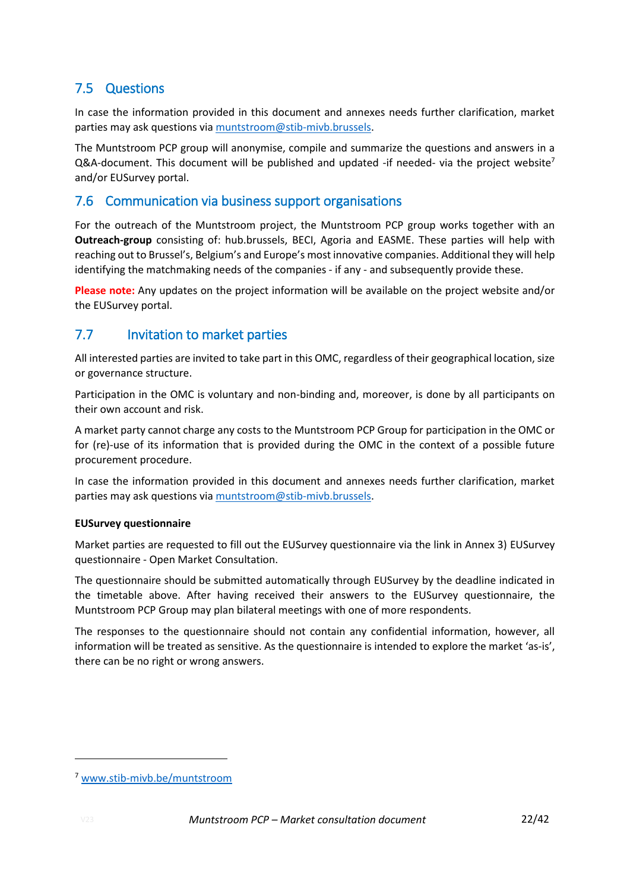## 7.5 Questions

In case the information provided in this document and annexes needs further clarification, market parties may ask questions via muntstroom@stib-mivb.brussels.

The Muntstroom PCP group will anonymise, compile and summarize the questions and answers in a Q&A-document. This document will be published and updated -if needed- via the project website[7] and/or EUSurvey portal.

## 7.6 Communication via business support organisations

For the outreach of the Muntstroom project, the Muntstroom PCP group works together with an **Outreach-group** consisting of: hub.brussels, BECI, Agoria and EASME. These parties will help with reaching out to Brussel's, Belgium's and Europe's most innovative companies. Additional they will help identifying the matchmaking needs of the companies - if any - and subsequently provide these.

**Please note:** Any updates on the project information will be available on the project website and/or the EUSurvey portal.

## 7.7 Invitation to market parties

All interested parties are invited to take part in this OMC, regardless of their geographical location, size or governance structure.

Participation in the OMC is voluntary and non-binding and, moreover, is done by all participants on their own account and risk.

A market party cannot charge any costs to the Muntstroom PCP Group for participation in the OMC or for (re)-use of its information that is provided during the OMC in the context of a possible future procurement procedure.

In case the information provided in this document and annexes needs further clarification, market parties may ask questions via muntstroom@stib-mivb.brussels.

**EUSurvey questionnaire**

Market parties are requested to fill out the EUSurvey questionnaire via the link in Annex 3) EUSurvey questionnaire - Open Market Consultation.

The questionnaire should be submitted automatically through EUSurvey by the deadline indicated in the timetable above. After having received their answers to the EUSurvey questionnaire, the Muntstroom PCP Group may plan bilateral meetings with one of more respondents.

The responses to the questionnaire should not contain any confidential information, however, all information will be treated as sensitive. As the questionnaire is intended to explore the market 'as-is', there can be no right or wrong answers.

---

[7] www.stib-mivb.be/muntstroom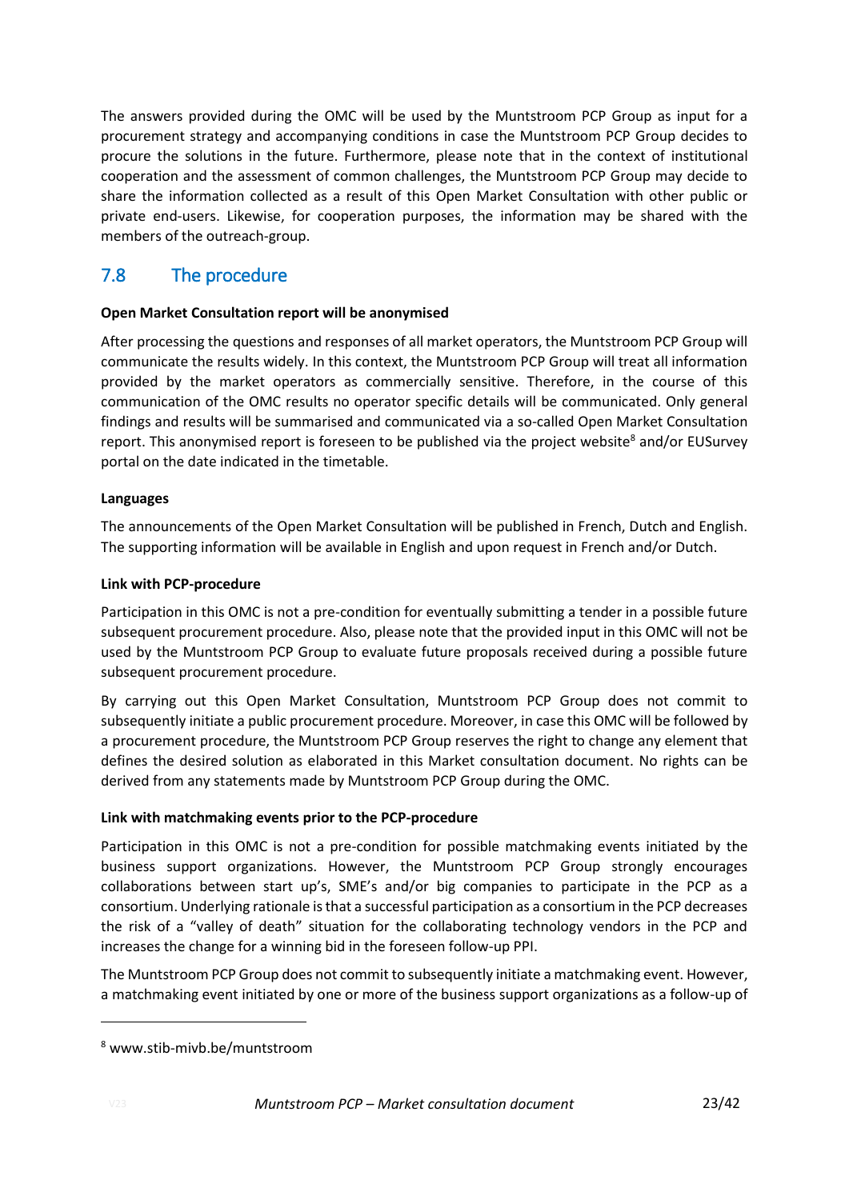The answers provided during the OMC will be used by the Muntstroom PCP Group as input for a procurement strategy and accompanying conditions in case the Muntstroom PCP Group decides to procure the solutions in the future. Furthermore, please note that in the context of institutional cooperation and the assessment of common challenges, the Muntstroom PCP Group may decide to share the information collected as a result of this Open Market Consultation with other public or private end-users. Likewise, for cooperation purposes, the information may be shared with the members of the outreach-group.

## 7.8 The procedure

**Open Market Consultation report will be anonymised**

After processing the questions and responses of all market operators, the Muntstroom PCP Group will communicate the results widely. In this context, the Muntstroom PCP Group will treat all information provided by the market operators as commercially sensitive. Therefore, in the course of this communication of the OMC results no operator specific details will be communicated. Only general findings and results will be summarised and communicated via a so-called Open Market Consultation report. This anonymised report is foreseen to be published via the project website[8] and/or EUSurvey portal on the date indicated in the timetable.

**Languages**

The announcements of the Open Market Consultation will be published in French, Dutch and English. The supporting information will be available in English and upon request in French and/or Dutch.

**Link with PCP-procedure**

Participation in this OMC is not a pre-condition for eventually submitting a tender in a possible future subsequent procurement procedure. Also, please note that the provided input in this OMC will not be used by the Muntstroom PCP Group to evaluate future proposals received during a possible future subsequent procurement procedure.

By carrying out this Open Market Consultation, Muntstroom PCP Group does not commit to subsequently initiate a public procurement procedure. Moreover, in case this OMC will be followed by a procurement procedure, the Muntstroom PCP Group reserves the right to change any element that defines the desired solution as elaborated in this Market consultation document. No rights can be derived from any statements made by Muntstroom PCP Group during the OMC.

**Link with matchmaking events prior to the PCP-procedure**

Participation in this OMC is not a pre-condition for possible matchmaking events initiated by the business support organizations. However, the Muntstroom PCP Group strongly encourages collaborations between start up's, SME's and/or big companies to participate in the PCP as a consortium. Underlying rationale is that a successful participation as a consortium in the PCP decreases the risk of a "valley of death" situation for the collaborating technology vendors in the PCP and increases the change for a winning bid in the foreseen follow-up PPI.

The Muntstroom PCP Group does not commit to subsequently initiate a matchmaking event. However, a matchmaking event initiated by one or more of the business support organizations as a follow-up of

---

[8] www.stib-mivb.be/muntstroom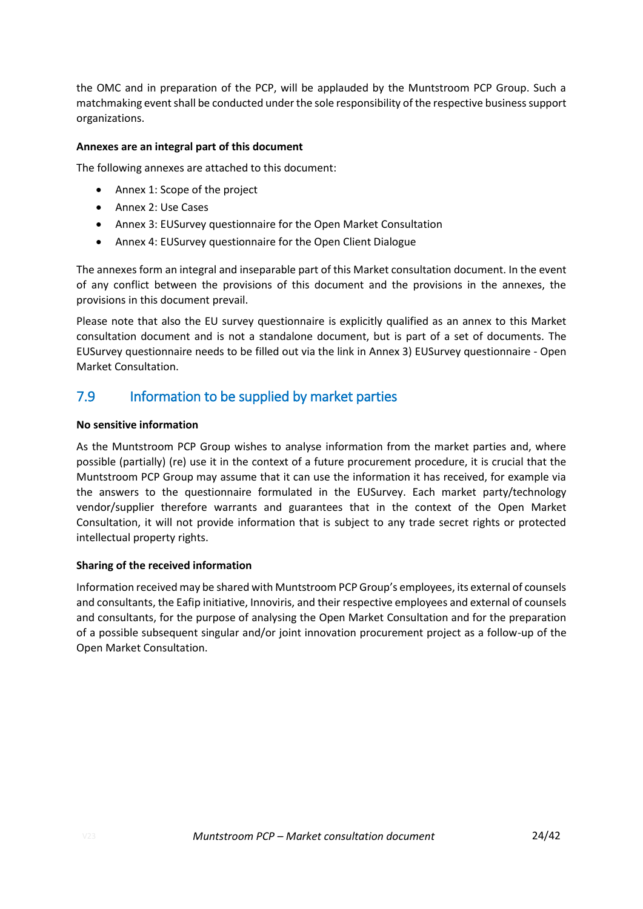the OMC and in preparation of the PCP, will be applauded by the Muntstroom PCP Group. Such a matchmaking event shall be conducted under the sole responsibility of the respective business support organizations.

**Annexes are an integral part of this document**

The following annexes are attached to this document:

- Annex 1: Scope of the project
- Annex 2: Use Cases
- Annex 3: EUSurvey questionnaire for the Open Market Consultation
- Annex 4: EUSurvey questionnaire for the Open Client Dialogue

The annexes form an integral and inseparable part of this Market consultation document. In the event of any conflict between the provisions of this document and the provisions in the annexes, the provisions in this document prevail.

Please note that also the EU survey questionnaire is explicitly qualified as an annex to this Market consultation document and is not a standalone document, but is part of a set of documents. The EUSurvey questionnaire needs to be filled out via the link in Annex 3) EUSurvey questionnaire - Open Market Consultation.

## 7.9 Information to be supplied by market parties

**No sensitive information**

As the Muntstroom PCP Group wishes to analyse information from the market parties and, where possible (partially) (re) use it in the context of a future procurement procedure, it is crucial that the Muntstroom PCP Group may assume that it can use the information it has received, for example via the answers to the questionnaire formulated in the EUSurvey. Each market party/technology vendor/supplier therefore warrants and guarantees that in the context of the Open Market Consultation, it will not provide information that is subject to any trade secret rights or protected intellectual property rights.

**Sharing of the received information**

Information received may be shared with Muntstroom PCP Group's employees, its external of counsels and consultants, the Eafip initiative, Innoviris, and their respective employees and external of counsels and consultants, for the purpose of analysing the Open Market Consultation and for the preparation of a possible subsequent singular and/or joint innovation procurement project as a follow-up of the Open Market Consultation.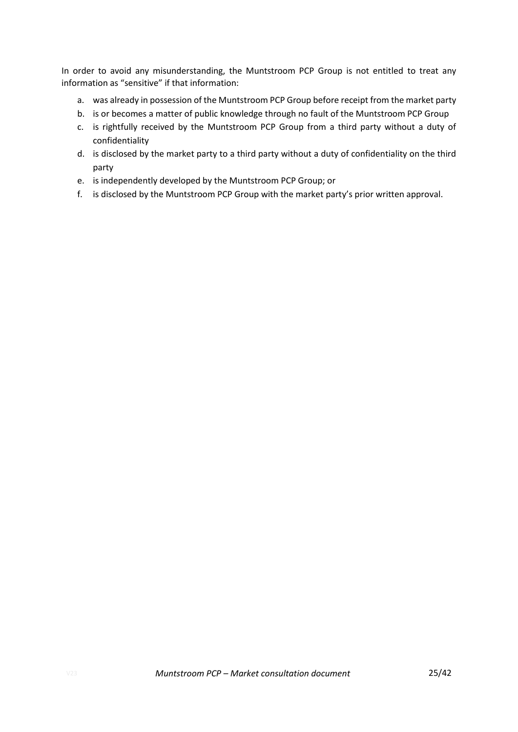In order to avoid any misunderstanding, the Muntstroom PCP Group is not entitled to treat any information as "sensitive" if that information:

a. was already in possession of the Muntstroom PCP Group before receipt from the market party
b. is or becomes a matter of public knowledge through no fault of the Muntstroom PCP Group
c. is rightfully received by the Muntstroom PCP Group from a third party without a duty of confidentiality
d. is disclosed by the market party to a third party without a duty of confidentiality on the third party
e. is independently developed by the Muntstroom PCP Group; or
f. is disclosed by the Muntstroom PCP Group with the market party's prior written approval.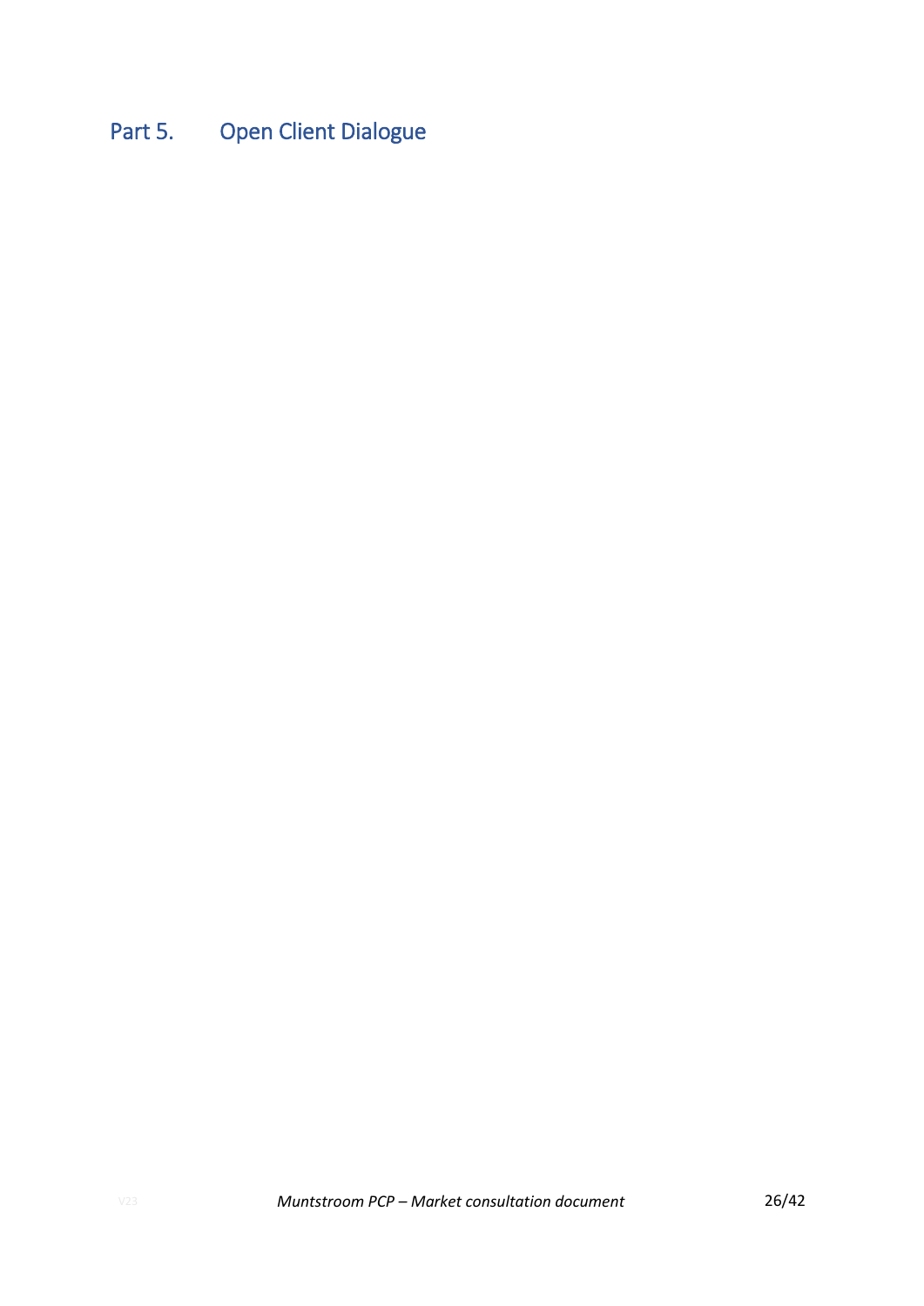# Part 5. Open Client Dialogue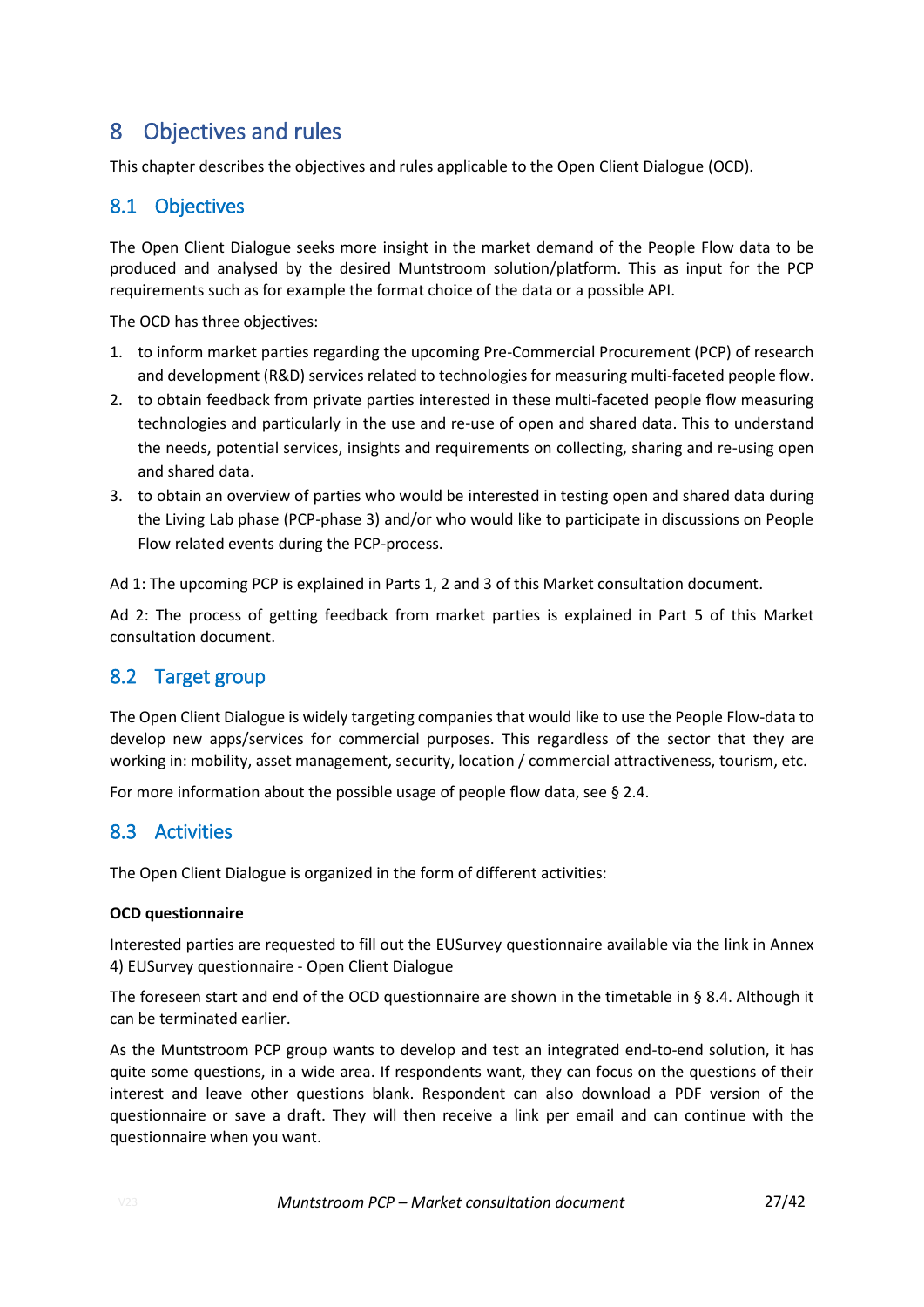# 8 Objectives and rules

This chapter describes the objectives and rules applicable to the Open Client Dialogue (OCD).

## 8.1 Objectives

The Open Client Dialogue seeks more insight in the market demand of the People Flow data to be produced and analysed by the desired Muntstroom solution/platform. This as input for the PCP requirements such as for example the format choice of the data or a possible API.

The OCD has three objectives:

1. to inform market parties regarding the upcoming Pre-Commercial Procurement (PCP) of research and development (R&D) services related to technologies for measuring multi-faceted people flow.
2. to obtain feedback from private parties interested in these multi-faceted people flow measuring technologies and particularly in the use and re-use of open and shared data. This to understand the needs, potential services, insights and requirements on collecting, sharing and re-using open and shared data.
3. to obtain an overview of parties who would be interested in testing open and shared data during the Living Lab phase (PCP-phase 3) and/or who would like to participate in discussions on People Flow related events during the PCP-process.

Ad 1: The upcoming PCP is explained in Parts 1, 2 and 3 of this Market consultation document.

Ad 2: The process of getting feedback from market parties is explained in Part 5 of this Market consultation document.

## 8.2 Target group

The Open Client Dialogue is widely targeting companies that would like to use the People Flow-data to develop new apps/services for commercial purposes. This regardless of the sector that they are working in: mobility, asset management, security, location / commercial attractiveness, tourism, etc.

For more information about the possible usage of people flow data, see § 2.4.

## 8.3 Activities

The Open Client Dialogue is organized in the form of different activities:

**OCD questionnaire**

Interested parties are requested to fill out the EUSurvey questionnaire available via the link in Annex 4) EUSurvey questionnaire - Open Client Dialogue

The foreseen start and end of the OCD questionnaire are shown in the timetable in § 8.4. Although it can be terminated earlier.

As the Muntstroom PCP group wants to develop and test an integrated end-to-end solution, it has quite some questions, in a wide area. If respondents want, they can focus on the questions of their interest and leave other questions blank. Respondent can also download a PDF version of the questionnaire or save a draft. They will then receive a link per email and can continue with the questionnaire when you want.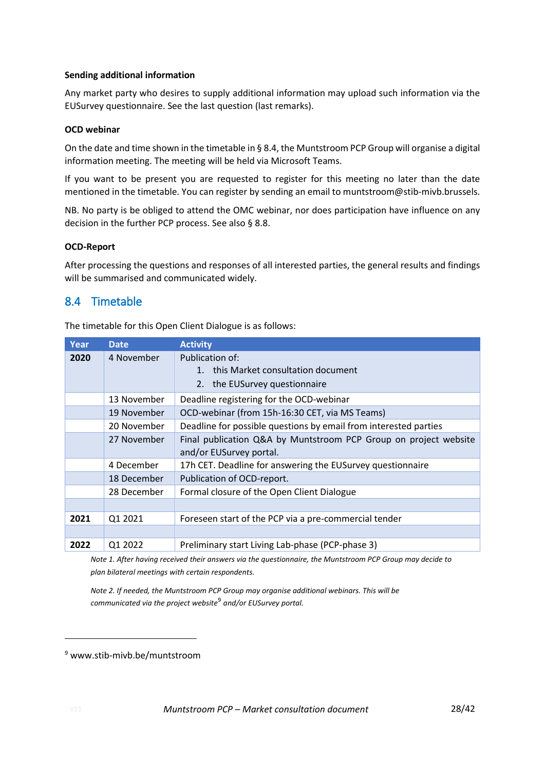**Sending additional information**

Any market party who desires to supply additional information may upload such information via the EUSurvey questionnaire. See the last question (last remarks).

**OCD webinar**

On the date and time shown in the timetable in § 8.4, the Muntstroom PCP Group will organise a digital information meeting. The meeting will be held via Microsoft Teams.

If you want to be present you are requested to register for this meeting no later than the date mentioned in the timetable. You can register by sending an email to muntstroom@stib-mivb.brussels.

NB. No party is be obliged to attend the OMC webinar, nor does participation have influence on any decision in the further PCP process. See also § 8.8.

**OCD-Report**

After processing the questions and responses of all interested parties, the general results and findings will be summarised and communicated widely.

## 8.4 Timetable

The timetable for this Open Client Dialogue is as follows:

| Year | Date | Activity |
|---|---|---|
| **2020** | 4 November | Publication of:<br>1. this Market consultation document<br>2. the EUSurvey questionnaire |
| | 13 November | Deadline registering for the OCD-webinar |
| | 19 November | OCD-webinar (from 15h-16:30 CET, via MS Teams) |
| | 20 November | Deadline for possible questions by email from interested parties |
| | 27 November | Final publication Q&A by Muntstroom PCP Group on project website and/or EUSurvey portal. |
| | 4 December | 17h CET. Deadline for answering the EUSurvey questionnaire |
| | 18 December | Publication of OCD-report. |
| | 28 December | Formal closure of the Open Client Dialogue |
| | | |
| **2021** | Q1 2021 | Foreseen start of the PCP via a pre-commercial tender |
| | | |
| **2022** | Q1 2022 | Preliminary start Living Lab-phase (PCP-phase 3) |

*Note 1. After having received their answers via the questionnaire, the Muntstroom PCP Group may decide to plan bilateral meetings with certain respondents.*

*Note 2. If needed, the Muntstroom PCP Group may organise additional webinars. This will be communicated via the project website[9] and/or EUSurvey portal.*

[9] www.stib-mivb.be/muntstroom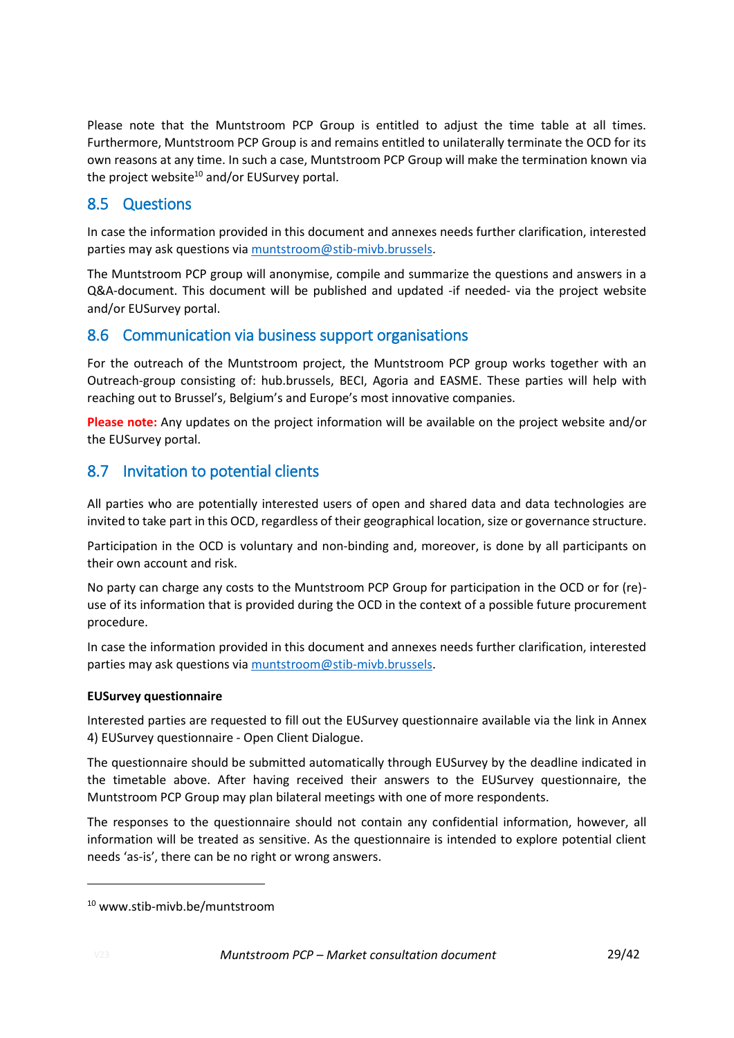Please note that the Muntstroom PCP Group is entitled to adjust the time table at all times. Furthermore, Muntstroom PCP Group is and remains entitled to unilaterally terminate the OCD for its own reasons at any time. In such a case, Muntstroom PCP Group will make the termination known via the project website[10] and/or EUSurvey portal.

## 8.5 Questions

In case the information provided in this document and annexes needs further clarification, interested parties may ask questions via muntstroom@stib-mivb.brussels.

The Muntstroom PCP group will anonymise, compile and summarize the questions and answers in a Q&A-document. This document will be published and updated -if needed- via the project website and/or EUSurvey portal.

## 8.6 Communication via business support organisations

For the outreach of the Muntstroom project, the Muntstroom PCP group works together with an Outreach-group consisting of: hub.brussels, BECI, Agoria and EASME. These parties will help with reaching out to Brussel's, Belgium's and Europe's most innovative companies.

**Please note:** Any updates on the project information will be available on the project website and/or the EUSurvey portal.

## 8.7 Invitation to potential clients

All parties who are potentially interested users of open and shared data and data technologies are invited to take part in this OCD, regardless of their geographical location, size or governance structure.

Participation in the OCD is voluntary and non-binding and, moreover, is done by all participants on their own account and risk.

No party can charge any costs to the Muntstroom PCP Group for participation in the OCD or for (re)-use of its information that is provided during the OCD in the context of a possible future procurement procedure.

In case the information provided in this document and annexes needs further clarification, interested parties may ask questions via muntstroom@stib-mivb.brussels.

**EUSurvey questionnaire**

Interested parties are requested to fill out the EUSurvey questionnaire available via the link in Annex 4) EUSurvey questionnaire - Open Client Dialogue.

The questionnaire should be submitted automatically through EUSurvey by the deadline indicated in the timetable above. After having received their answers to the EUSurvey questionnaire, the Muntstroom PCP Group may plan bilateral meetings with one of more respondents.

The responses to the questionnaire should not contain any confidential information, however, all information will be treated as sensitive. As the questionnaire is intended to explore potential client needs 'as-is', there can be no right or wrong answers.

---

[10] www.stib-mivb.be/muntstroom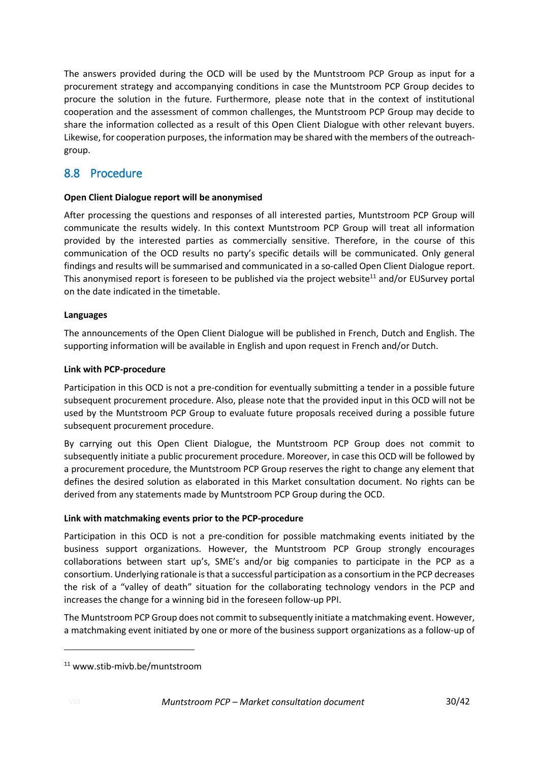The answers provided during the OCD will be used by the Muntstroom PCP Group as input for a procurement strategy and accompanying conditions in case the Muntstroom PCP Group decides to procure the solution in the future. Furthermore, please note that in the context of institutional cooperation and the assessment of common challenges, the Muntstroom PCP Group may decide to share the information collected as a result of this Open Client Dialogue with other relevant buyers. Likewise, for cooperation purposes, the information may be shared with the members of the outreach-group.

## 8.8 Procedure

**Open Client Dialogue report will be anonymised**

After processing the questions and responses of all interested parties, Muntstroom PCP Group will communicate the results widely. In this context Muntstroom PCP Group will treat all information provided by the interested parties as commercially sensitive. Therefore, in the course of this communication of the OCD results no party's specific details will be communicated. Only general findings and results will be summarised and communicated in a so-called Open Client Dialogue report. This anonymised report is foreseen to be published via the project website[11] and/or EUSurvey portal on the date indicated in the timetable.

**Languages**

The announcements of the Open Client Dialogue will be published in French, Dutch and English. The supporting information will be available in English and upon request in French and/or Dutch.

**Link with PCP-procedure**

Participation in this OCD is not a pre-condition for eventually submitting a tender in a possible future subsequent procurement procedure. Also, please note that the provided input in this OCD will not be used by the Muntstroom PCP Group to evaluate future proposals received during a possible future subsequent procurement procedure.

By carrying out this Open Client Dialogue, the Muntstroom PCP Group does not commit to subsequently initiate a public procurement procedure. Moreover, in case this OCD will be followed by a procurement procedure, the Muntstroom PCP Group reserves the right to change any element that defines the desired solution as elaborated in this Market consultation document. No rights can be derived from any statements made by Muntstroom PCP Group during the OCD.

**Link with matchmaking events prior to the PCP-procedure**

Participation in this OCD is not a pre-condition for possible matchmaking events initiated by the business support organizations. However, the Muntstroom PCP Group strongly encourages collaborations between start up's, SME's and/or big companies to participate in the PCP as a consortium. Underlying rationale is that a successful participation as a consortium in the PCP decreases the risk of a "valley of death" situation for the collaborating technology vendors in the PCP and increases the change for a winning bid in the foreseen follow-up PPI.

The Muntstroom PCP Group does not commit to subsequently initiate a matchmaking event. However, a matchmaking event initiated by one or more of the business support organizations as a follow-up of

[11] www.stib-mivb.be/muntstroom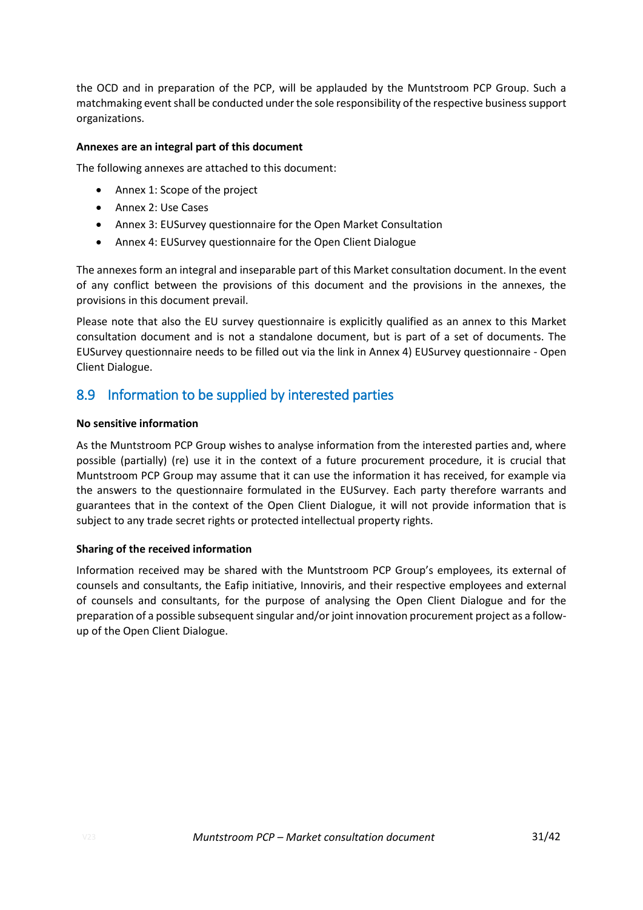the OCD and in preparation of the PCP, will be applauded by the Muntstroom PCP Group. Such a matchmaking event shall be conducted under the sole responsibility of the respective business support organizations.

**Annexes are an integral part of this document**

The following annexes are attached to this document:

- Annex 1: Scope of the project
- Annex 2: Use Cases
- Annex 3: EUSurvey questionnaire for the Open Market Consultation
- Annex 4: EUSurvey questionnaire for the Open Client Dialogue

The annexes form an integral and inseparable part of this Market consultation document. In the event of any conflict between the provisions of this document and the provisions in the annexes, the provisions in this document prevail.

Please note that also the EU survey questionnaire is explicitly qualified as an annex to this Market consultation document and is not a standalone document, but is part of a set of documents. The EUSurvey questionnaire needs to be filled out via the link in Annex 4) EUSurvey questionnaire - Open Client Dialogue.

## 8.9 Information to be supplied by interested parties

**No sensitive information**

As the Muntstroom PCP Group wishes to analyse information from the interested parties and, where possible (partially) (re) use it in the context of a future procurement procedure, it is crucial that Muntstroom PCP Group may assume that it can use the information it has received, for example via the answers to the questionnaire formulated in the EUSurvey. Each party therefore warrants and guarantees that in the context of the Open Client Dialogue, it will not provide information that is subject to any trade secret rights or protected intellectual property rights.

**Sharing of the received information**

Information received may be shared with the Muntstroom PCP Group's employees, its external of counsels and consultants, the Eafip initiative, Innoviris, and their respective employees and external of counsels and consultants, for the purpose of analysing the Open Client Dialogue and for the preparation of a possible subsequent singular and/or joint innovation procurement project as a follow-up of the Open Client Dialogue.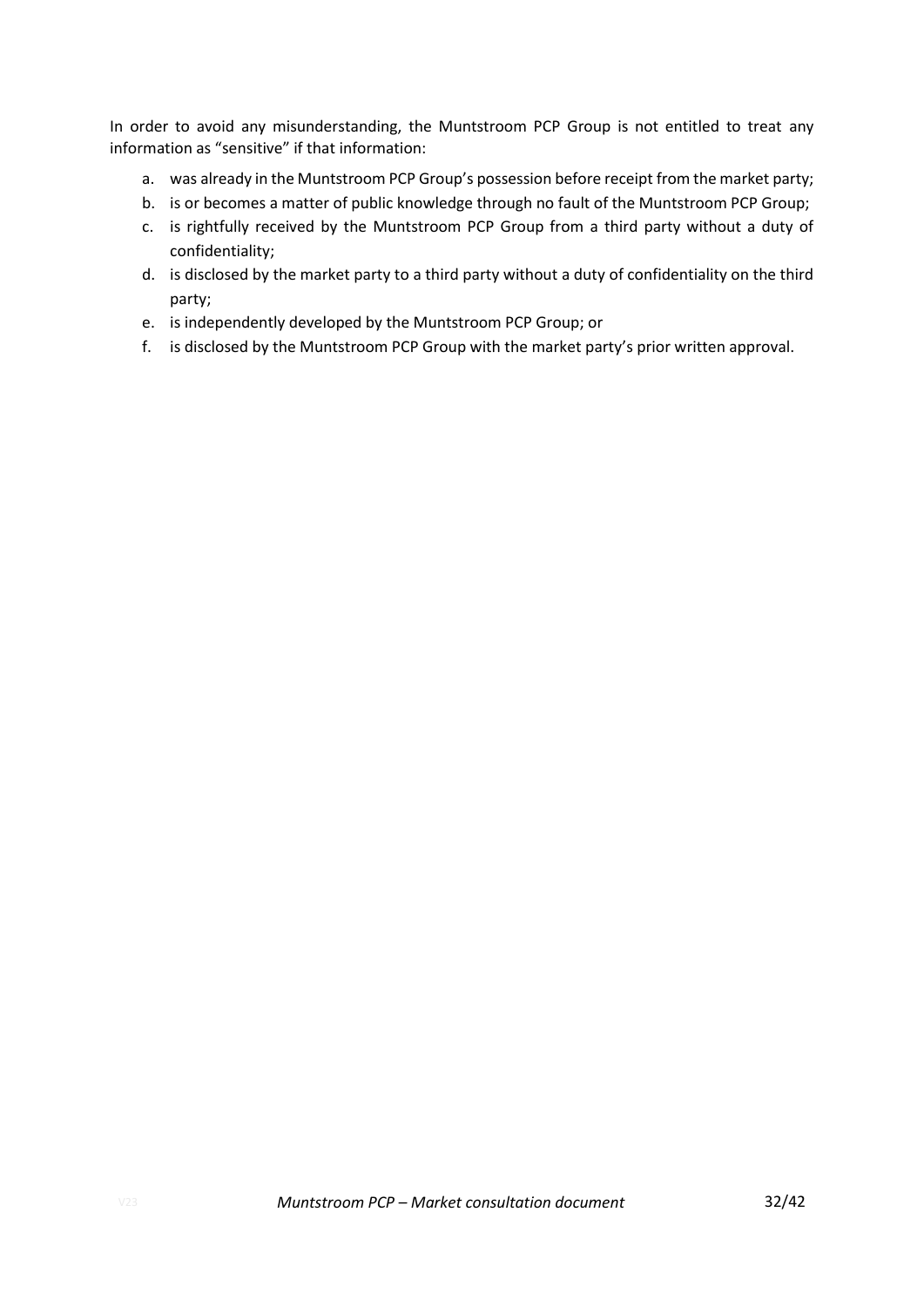In order to avoid any misunderstanding, the Muntstroom PCP Group is not entitled to treat any information as "sensitive" if that information:

a. was already in the Muntstroom PCP Group's possession before receipt from the market party;
b. is or becomes a matter of public knowledge through no fault of the Muntstroom PCP Group;
c. is rightfully received by the Muntstroom PCP Group from a third party without a duty of confidentiality;
d. is disclosed by the market party to a third party without a duty of confidentiality on the third party;
e. is independently developed by the Muntstroom PCP Group; or
f. is disclosed by the Muntstroom PCP Group with the market party's prior written approval.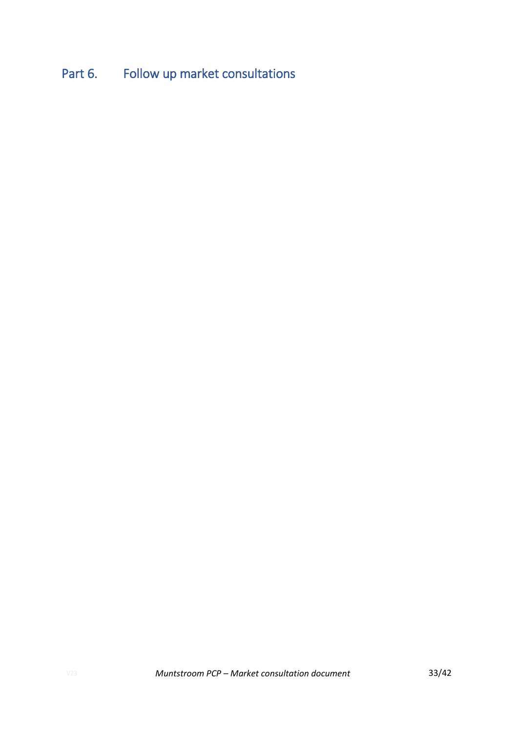# Part 6. Follow up market consultations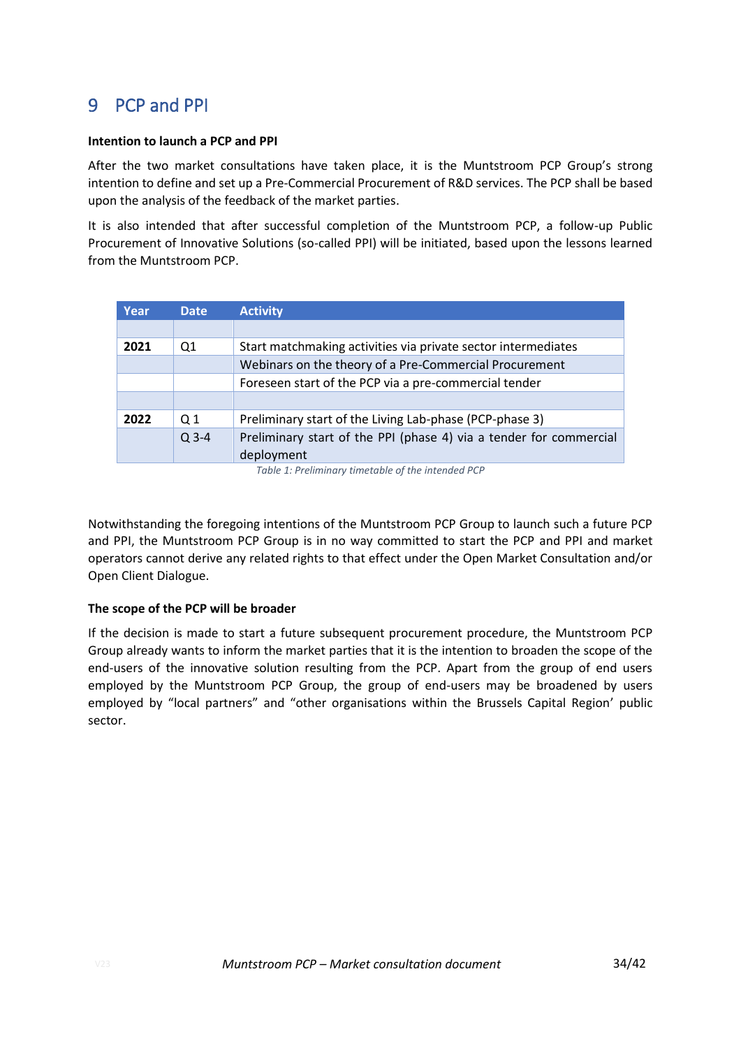# 9 PCP and PPI

**Intention to launch a PCP and PPI**

After the two market consultations have taken place, it is the Muntstroom PCP Group's strong intention to define and set up a Pre-Commercial Procurement of R&D services. The PCP shall be based upon the analysis of the feedback of the market parties.

It is also intended that after successful completion of the Muntstroom PCP, a follow-up Public Procurement of Innovative Solutions (so-called PPI) will be initiated, based upon the lessons learned from the Muntstroom PCP.

| Year | Date | Activity |
|---|---|---|
| | | |
| **2021** | Q1 | Start matchmaking activities via private sector intermediates |
| | | Webinars on the theory of a Pre-Commercial Procurement |
| | | Foreseen start of the PCP via a pre-commercial tender |
| | | |
| **2022** | Q 1 | Preliminary start of the Living Lab-phase (PCP-phase 3) |
| | Q 3-4 | Preliminary start of the PPI (phase 4) via a tender for commercial deployment |

*Table 1: Preliminary timetable of the intended PCP*

Notwithstanding the foregoing intentions of the Muntstroom PCP Group to launch such a future PCP and PPI, the Muntstroom PCP Group is in no way committed to start the PCP and PPI and market operators cannot derive any related rights to that effect under the Open Market Consultation and/or Open Client Dialogue.

**The scope of the PCP will be broader**

If the decision is made to start a future subsequent procurement procedure, the Muntstroom PCP Group already wants to inform the market parties that it is the intention to broaden the scope of the end-users of the innovative solution resulting from the PCP. Apart from the group of end users employed by the Muntstroom PCP Group, the group of end-users may be broadened by users employed by "local partners" and "other organisations within the Brussels Capital Region' public sector.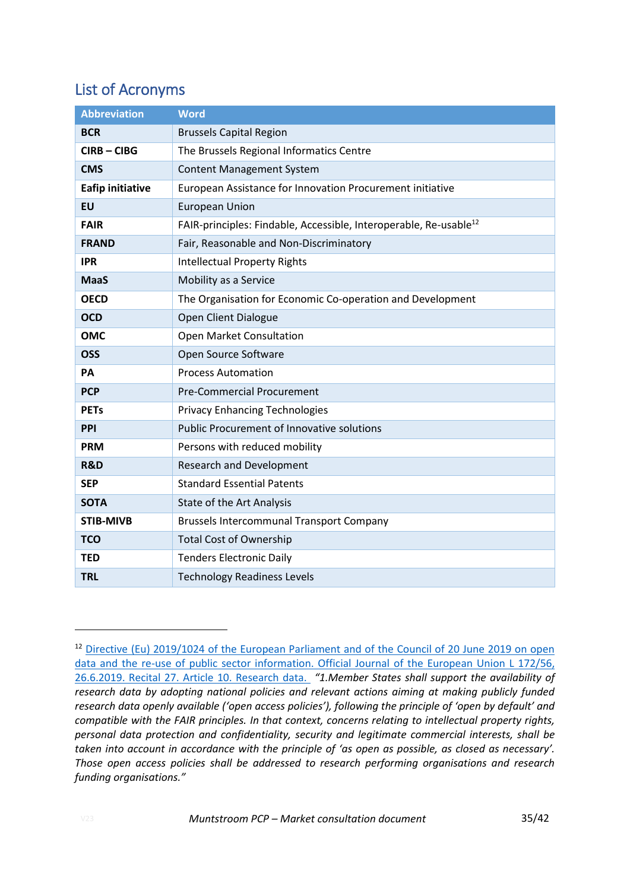## List of Acronyms

| Abbreviation | Word |
|---|---|
| **BCR** | Brussels Capital Region |
| **CIRB – CIBG** | The Brussels Regional Informatics Centre |
| **CMS** | Content Management System |
| **Eafip initiative** | European Assistance for Innovation Procurement initiative |
| **EU** | European Union |
| **FAIR** | FAIR-principles: Findable, Accessible, Interoperable, Re-usable[12] |
| **FRAND** | Fair, Reasonable and Non-Discriminatory |
| **IPR** | Intellectual Property Rights |
| **MaaS** | Mobility as a Service |
| **OECD** | The Organisation for Economic Co-operation and Development |
| **OCD** | Open Client Dialogue |
| **OMC** | Open Market Consultation |
| **OSS** | Open Source Software |
| **PA** | Process Automation |
| **PCP** | Pre-Commercial Procurement |
| **PETs** | Privacy Enhancing Technologies |
| **PPI** | Public Procurement of Innovative solutions |
| **PRM** | Persons with reduced mobility |
| **R&D** | Research and Development |
| **SEP** | Standard Essential Patents |
| **SOTA** | State of the Art Analysis |
| **STIB-MIVB** | Brussels Intercommunal Transport Company |
| **TCO** | Total Cost of Ownership |
| **TED** | Tenders Electronic Daily |
| **TRL** | Technology Readiness Levels |

---

[12] Directive (Eu) 2019/1024 of the European Parliament and of the Council of 20 June 2019 on open data and the re-use of public sector information. Official Journal of the European Union L 172/56, 26.6.2019. Recital 27. Article 10. Research data. *"1.Member States shall support the availability of research data by adopting national policies and relevant actions aiming at making publicly funded research data openly available ('open access policies'), following the principle of 'open by default' and compatible with the FAIR principles. In that context, concerns relating to intellectual property rights, personal data protection and confidentiality, security and legitimate commercial interests, shall be taken into account in accordance with the principle of 'as open as possible, as closed as necessary'. Those open access policies shall be addressed to research performing organisations and research funding organisations."*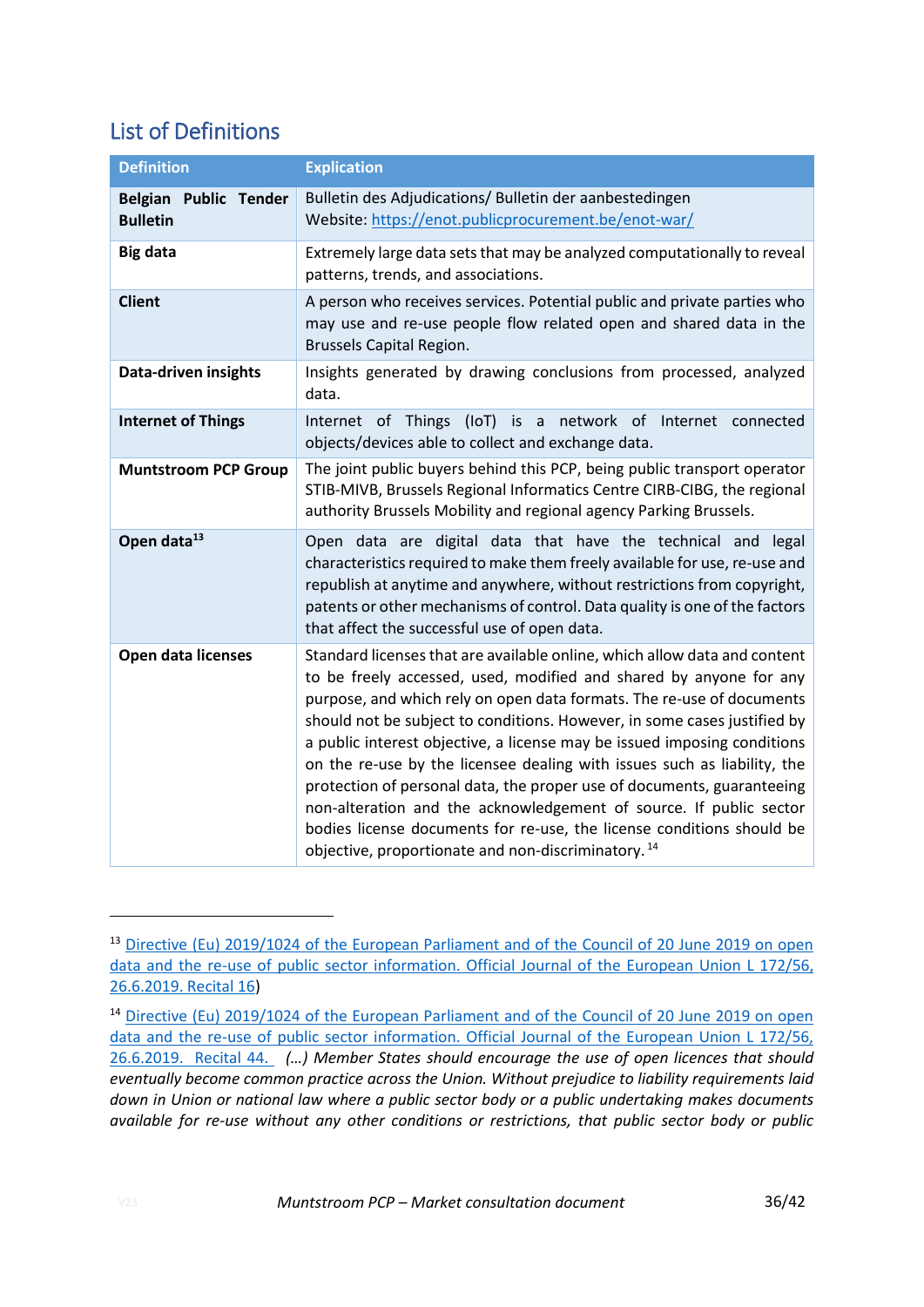## List of Definitions

| Definition | Explication |
|---|---|
| **Belgian Public Tender Bulletin** | Bulletin des Adjudications/ Bulletin der aanbestedingen<br>Website: https://enot.publicprocurement.be/enot-war/ |
| **Big data** | Extremely large data sets that may be analyzed computationally to reveal patterns, trends, and associations. |
| **Client** | A person who receives services. Potential public and private parties who may use and re-use people flow related open and shared data in the Brussels Capital Region. |
| **Data-driven insights** | Insights generated by drawing conclusions from processed, analyzed data. |
| **Internet of Things** | Internet of Things (IoT) is a network of Internet connected objects/devices able to collect and exchange data. |
| **Muntstroom PCP Group** | The joint public buyers behind this PCP, being public transport operator STIB-MIVB, Brussels Regional Informatics Centre CIRB-CIBG, the regional authority Brussels Mobility and regional agency Parking Brussels. |
| **Open data**[13] | Open data are digital data that have the technical and legal characteristics required to make them freely available for use, re-use and republish at anytime and anywhere, without restrictions from copyright, patents or other mechanisms of control. Data quality is one of the factors that affect the successful use of open data. |
| **Open data licenses** | Standard licenses that are available online, which allow data and content to be freely accessed, used, modified and shared by anyone for any purpose, and which rely on open data formats. The re-use of documents should not be subject to conditions. However, in some cases justified by a public interest objective, a license may be issued imposing conditions on the re-use by the licensee dealing with issues such as liability, the protection of personal data, the proper use of documents, guaranteeing non-alteration and the acknowledgement of source. If public sector bodies license documents for re-use, the license conditions should be objective, proportionate and non-discriminatory.[14] |

---

[13] Directive (Eu) 2019/1024 of the European Parliament and of the Council of 20 June 2019 on open data and the re-use of public sector information. Official Journal of the European Union L 172/56, 26.6.2019. Recital 16)

[14] Directive (Eu) 2019/1024 of the European Parliament and of the Council of 20 June 2019 on open data and the re-use of public sector information. Official Journal of the European Union L 172/56, 26.6.2019. Recital 44. *(…) Member States should encourage the use of open licences that should eventually become common practice across the Union. Without prejudice to liability requirements laid down in Union or national law where a public sector body or a public undertaking makes documents available for re-use without any other conditions or restrictions, that public sector body or public*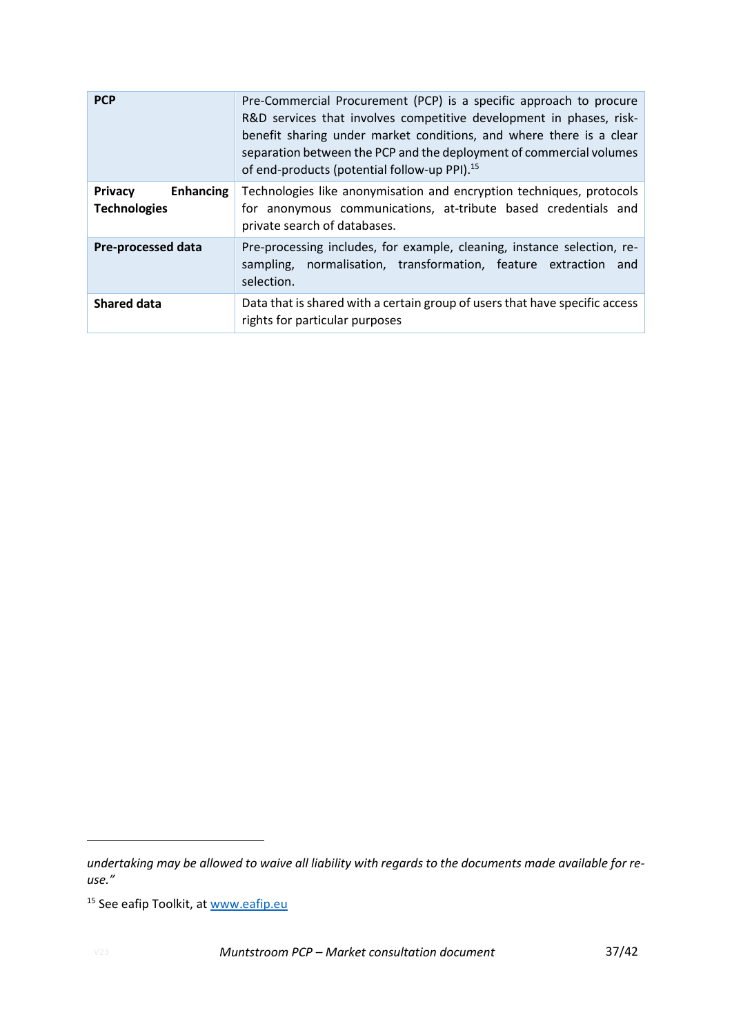| | |
|---|---|
| **PCP** | Pre-Commercial Procurement (PCP) is a specific approach to procure R&D services that involves competitive development in phases, risk-benefit sharing under market conditions, and where there is a clear separation between the PCP and the deployment of commercial volumes of end-products (potential follow-up PPI).[15] |
| **Privacy Enhancing Technologies** | Technologies like anonymisation and encryption techniques, protocols for anonymous communications, at-tribute based credentials and private search of databases. |
| **Pre-processed data** | Pre-processing includes, for example, cleaning, instance selection, re-sampling, normalisation, transformation, feature extraction and selection. |
| **Shared data** | Data that is shared with a certain group of users that have specific access rights for particular purposes |

---

*undertaking may be allowed to waive all liability with regards to the documents made available for re-use."*

[15] See eafip Toolkit, at [www.eafip.eu](http://www.eafip.eu)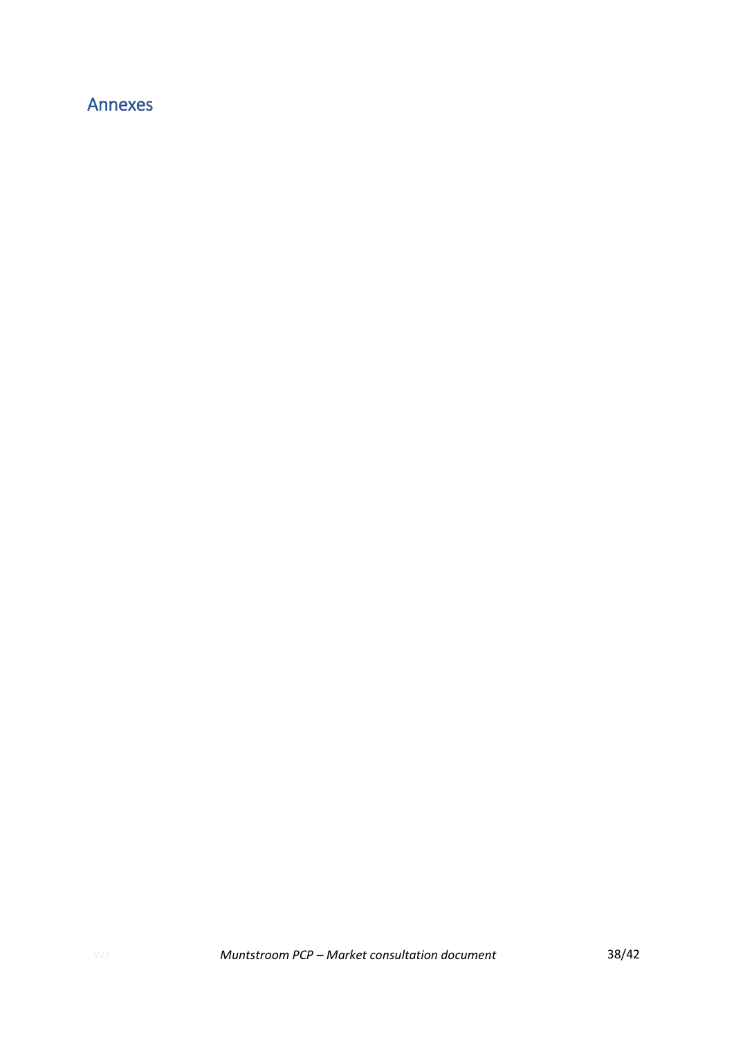# Annexes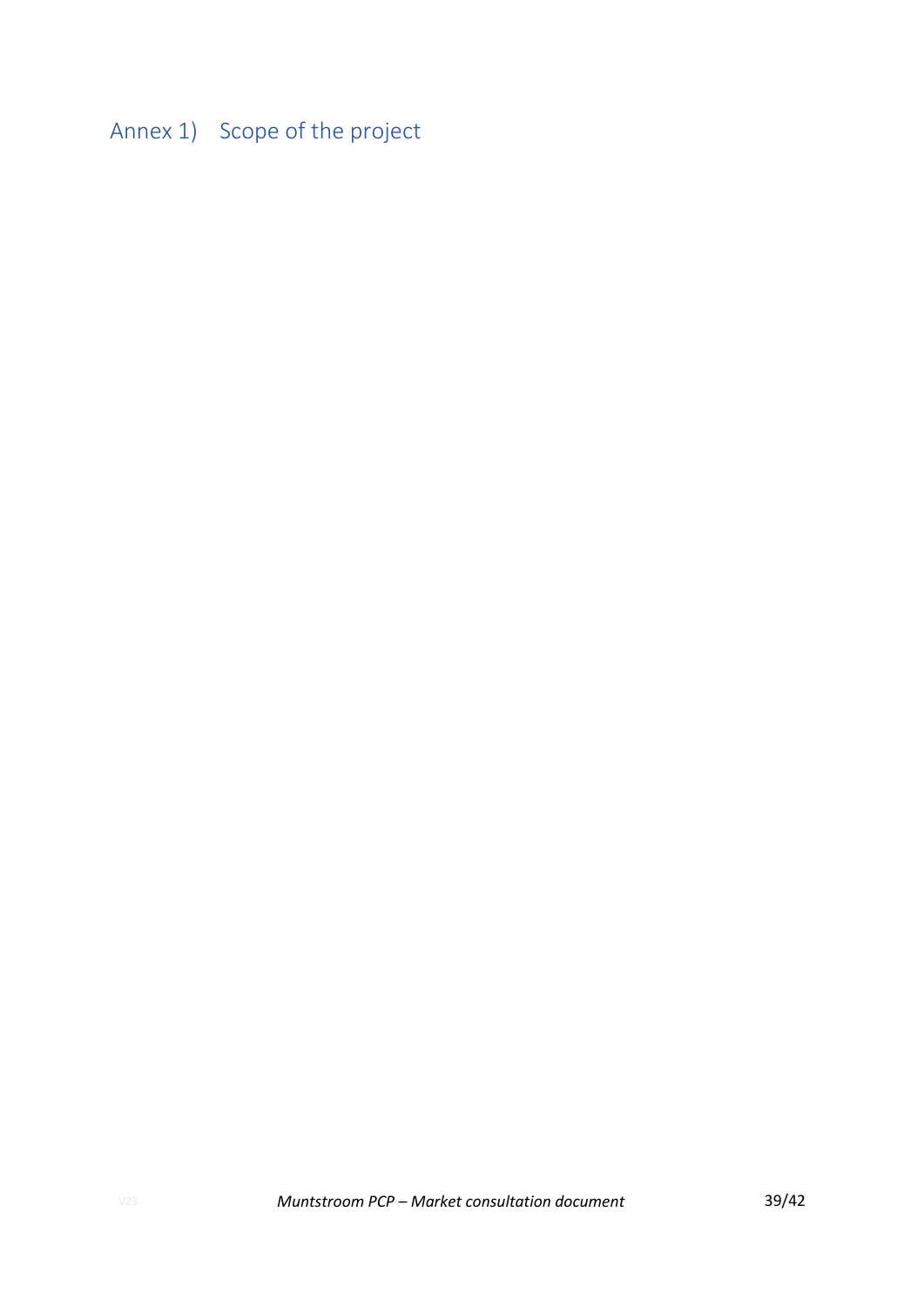# Annex 1) Scope of the project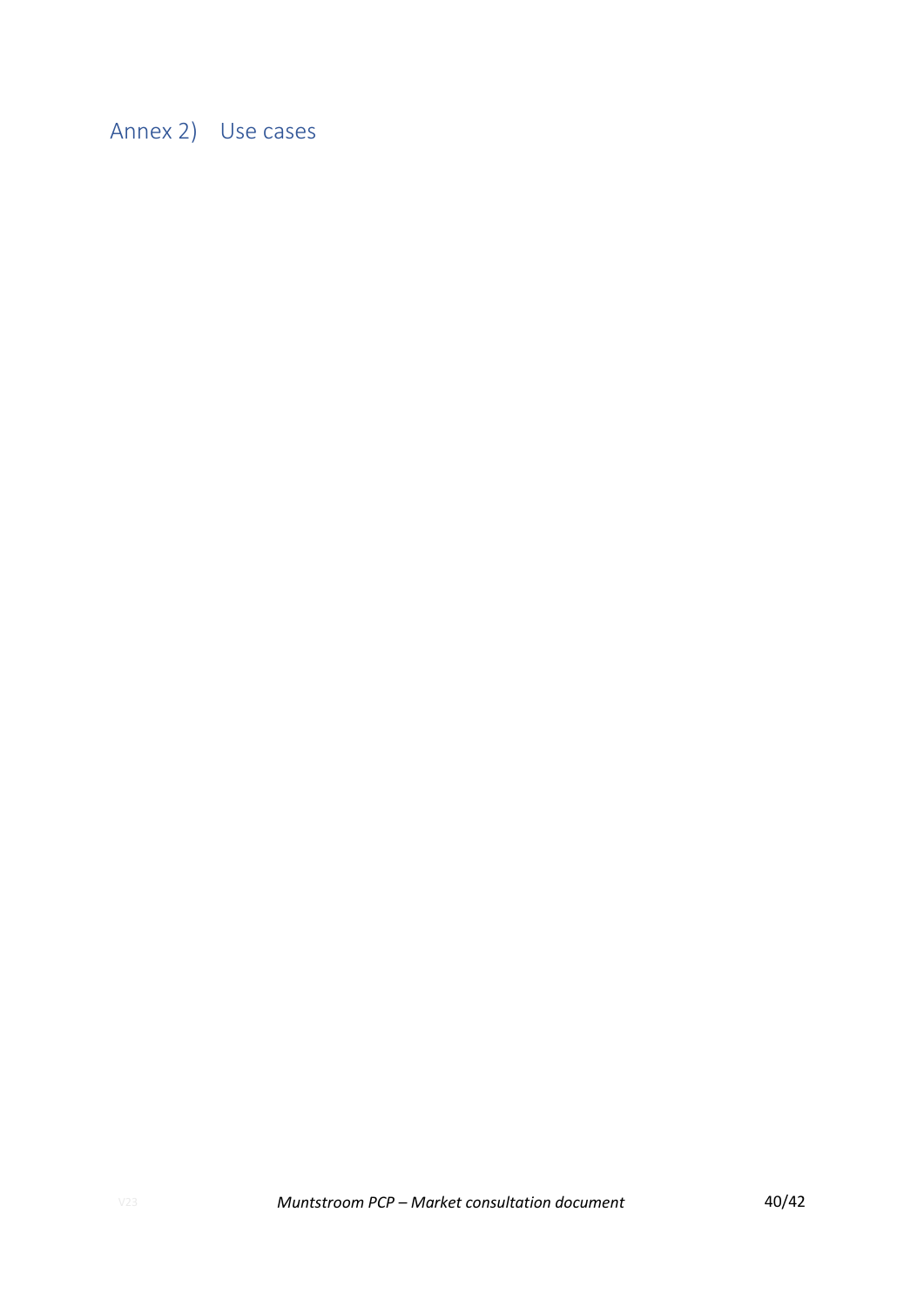## Annex 2) Use cases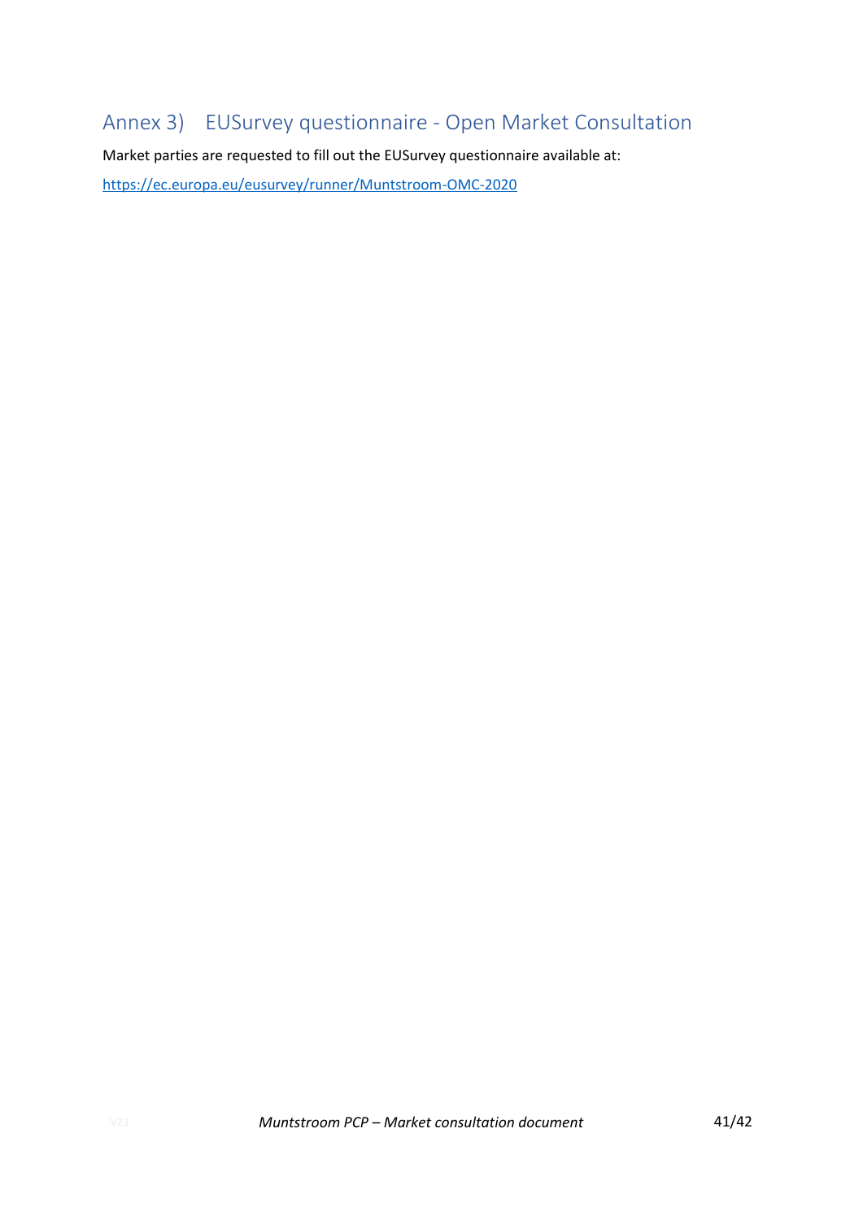## Annex 3) EUSurvey questionnaire - Open Market Consultation

Market parties are requested to fill out the EUSurvey questionnaire available at:

https://ec.europa.eu/eusurvey/runner/Muntstroom-OMC-2020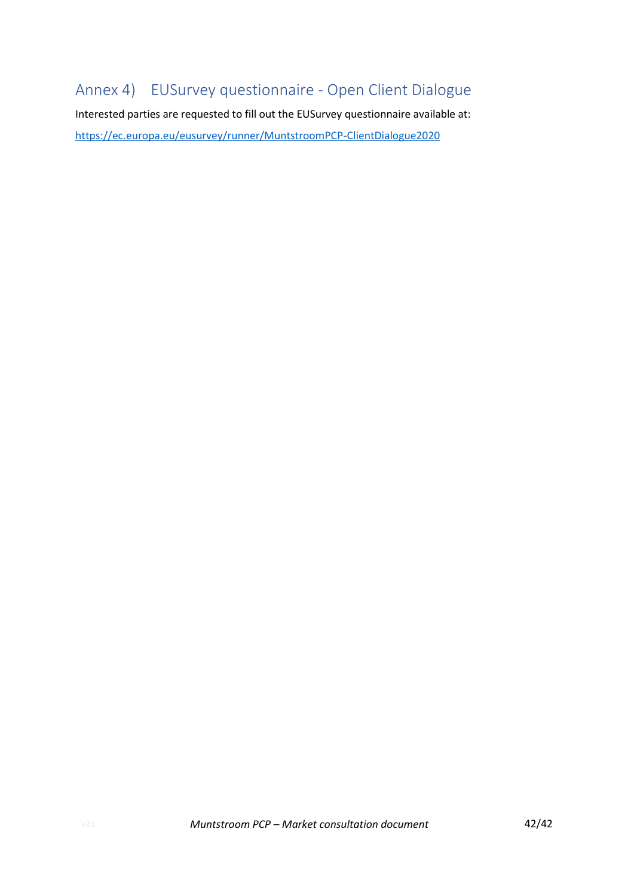## Annex 4) EUSurvey questionnaire - Open Client Dialogue

Interested parties are requested to fill out the EUSurvey questionnaire available at:

[https://ec.europa.eu/eusurvey/runner/MuntstroomPCP-ClientDialogue2020](https://ec.europa.eu/eusurvey/runner/MuntstroomPCP-ClientDialogue2020)